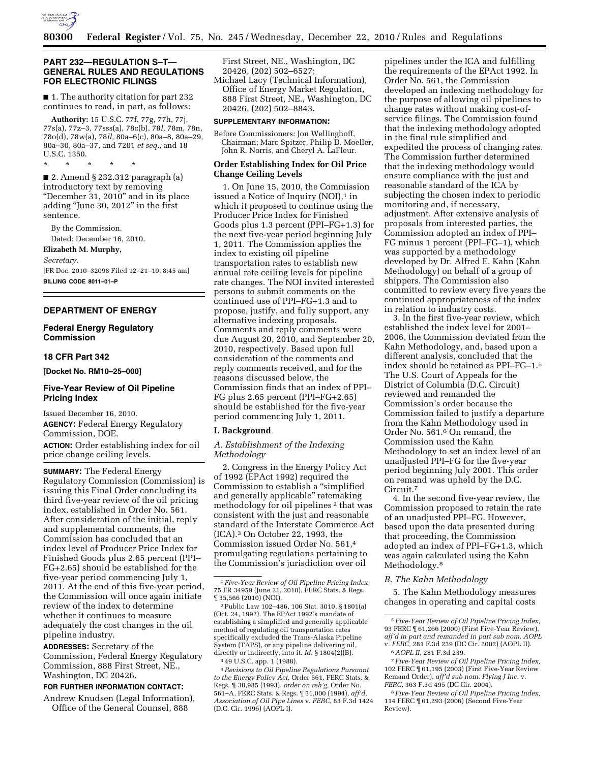## PART 232—REGULATION S–T—GENERAL RULES AND REGULATIONS FOR ELECTRONIC FILINGS

■ 1. The authority citation for part 232 continues to read, in part, as follows:

**Authority:** 15 U.S.C. 77f, 77g, 77h, 77j, 77s(a), 77z–3, 77sss(a), 78c(b), 78*l,* 78m, 78n, 78o(d), 78w(a), 78*ll,* 80a–6(c), 80a–8, 80a–29, 80a–30, 80a–37, and 7201 *et seq.;* and 18 U.S.C. 1350.

\* \* \* \* \*

■ 2. Amend § 232.312 paragraph (a) introductory text by removing "December 31, 2010" and in its place adding "June 30, 2012" in the first sentence.

By the Commission.

Dated: December 16, 2010.

**Elizabeth M. Murphy,**

*Secretary.*

[FR Doc. 2010–32098 Filed 12–21–10; 8:45 am]

**BILLING CODE 8011–01–P**

## DEPARTMENT OF ENERGY

### Federal Energy Regulatory Commission

### 18 CFR Part 342

**[Docket No. RM10–25–000]**

### Five-Year Review of Oil Pipeline Pricing Index

Issued December 16, 2010.

**AGENCY:** Federal Energy Regulatory Commission, DOE.

**ACTION:** Order establishing index for oil price change ceiling levels.

**SUMMARY:** The Federal Energy Regulatory Commission (Commission) is issuing this Final Order concluding its third five-year review of the oil pricing index, established in Order No. 561. After consideration of the initial, reply and supplemental comments, the Commission has concluded that an index level of Producer Price Index for Finished Goods plus 2.65 percent (PPI–FG+2.65) should be established for the five-year period commencing July 1, 2011. At the end of this five-year period, the Commission will once again initiate review of the index to determine whether it continues to measure adequately the cost changes in the oil pipeline industry.

**ADDRESSES:** Secretary of the Commission, Federal Energy Regulatory Commission, 888 First Street, NE., Washington, DC 20426.

**FOR FURTHER INFORMATION CONTACT:**

Andrew Knudsen (Legal Information), Office of the General Counsel, 888 First Street, NE., Washington, DC 20426, (202) 502–6527;

Michael Lacy (Technical Information), Office of Energy Market Regulation, 888 First Street, NE., Washington, DC 20426, (202) 502–8843.

**SUPPLEMENTARY INFORMATION:**

Before Commissioners: Jon Wellinghoff, Chairman; Marc Spitzer, Philip D. Moeller, John R. Norris, and Cheryl A. LaFleur.

#### Order Establishing Index for Oil Price Change Ceiling Levels

1. On June 15, 2010, the Commission issued a Notice of Inquiry (NOI),[1] in which it proposed to continue using the Producer Price Index for Finished Goods plus 1.3 percent (PPI–FG+1.3) for the next five-year period beginning July 1, 2011. The Commission applies the index to existing oil pipeline transportation rates to establish new annual rate ceiling levels for pipeline rate changes. The NOI invited interested persons to submit comments on the continued use of PPI–FG+1.3 and to propose, justify, and fully support, any alternative indexing proposals. Comments and reply comments were due August 20, 2010, and September 20, 2010, respectively. Based upon full consideration of the comments and reply comments received, and for the reasons discussed below, the Commission finds that an index of PPI–FG plus 2.65 percent (PPI–FG+2.65) should be established for the five-year period commencing July 1, 2011.

#### I. Background

##### *A. Establishment of the Indexing Methodology*

2. Congress in the Energy Policy Act of 1992 (EPAct 1992) required the Commission to establish a "simplified and generally applicable" ratemaking methodology for oil pipelines [2] that was consistent with the just and reasonable standard of the Interstate Commerce Act (ICA).[3] On October 22, 1993, the Commission issued Order No. 561,[4] promulgating regulations pertaining to the Commission's jurisdiction over oil pipelines under the ICA and fulfilling the requirements of the EPAct 1992. In Order No. 561, the Commission developed an indexing methodology for the purpose of allowing oil pipelines to change rates without making cost-of-service filings. The Commission found that the indexing methodology adopted in the final rule simplified and expedited the process of changing rates. The Commission further determined that the indexing methodology would ensure compliance with the just and reasonable standard of the ICA by subjecting the chosen index to periodic monitoring and, if necessary, adjustment. After extensive analysis of proposals from interested parties, the Commission adopted an index of PPI–FG minus 1 percent (PPI–FG–1), which was supported by a methodology developed by Dr. Alfred E. Kahn (Kahn Methodology) on behalf of a group of shippers. The Commission also committed to review every five years the continued appropriateness of the index in relation to industry costs.

3. In the first five-year review, which established the index level for 2001–2006, the Commission deviated from the Kahn Methodology, and, based upon a different analysis, concluded that the index should be retained as PPI–FG–1.[5] The U.S. Court of Appeals for the District of Columbia (D.C. Circuit) reviewed and remanded the Commission's order because the Commission failed to justify a departure from the Kahn Methodology used in Order No. 561.[6] On remand, the Commission used the Kahn Methodology to set an index level of an unadjusted PPI–FG for the five-year period beginning July 2001. This order on remand was upheld by the D.C. Circuit.[7]

4. In the second five-year review, the Commission proposed to retain the rate of an unadjusted PPI–FG. However, based upon the data presented during that proceeding, the Commission adopted an index of PPI–FG+1.3, which was again calculated using the Kahn Methodology.[8]

##### *B. The Kahn Methodology*

5. The Kahn Methodology measures changes in operating and capital costs

---

[1] *Five-Year Review of Oil Pipeline Pricing Index,* 75 FR 34959 (June 21, 2010), FERC Stats. & Regs. ¶ 35,566 (2010) (NOI).

[2] Public Law 102–486, 106 Stat. 3010, § 1801(a) (Oct. 24, 1992). The EPAct 1992's mandate of establishing a simplified and generally applicable method of regulating oil transportation rates specifically excluded the Trans-Alaska Pipeline System (TAPS), or any pipeline delivering oil, directly or indirectly, into it. *Id.* § 1804(2)(B).

[3] 49 U.S.C. app. 1 (1988).

[4] *Revisions to Oil Pipeline Regulations Pursuant to the Energy Policy Act,* Order 561, FERC Stats. & Regs. ¶ 30,985 (1993), *order on reh'g,* Order No. 561–A, FERC Stats. & Regs. ¶ 31,000 (1994), *aff'd, Association of Oil Pipe Lines* v. *FERC,* 83 F.3d 1424 (D.C. Cir. 1996) (AOPL I).

[5] *Five-Year Review of Oil Pipeline Pricing Index,* 93 FERC ¶ 61,266 (2000) (First Five-Year Review), *aff'd in part and remanded in part sub nom. AOPL* v. *FERC,* 281 F.3d 239 (DC Cir. 2002) (AOPL II).

[6] *AOPL II,* 281 F.3d 239.

[7] *Five-Year Review of Oil Pipeline Pricing Index,* 102 FERC ¶ 61,195 (2003) (First Five-Year Review Remand Order), *aff'd sub nom. Flying J Inc.* v. *FERC,* 363 F.3d 495 (DC Cir. 2004).

[8] *Five-Year Review of Oil Pipeline Pricing Index,* 114 FERC ¶ 61,293 (2006) (Second Five-Year Review).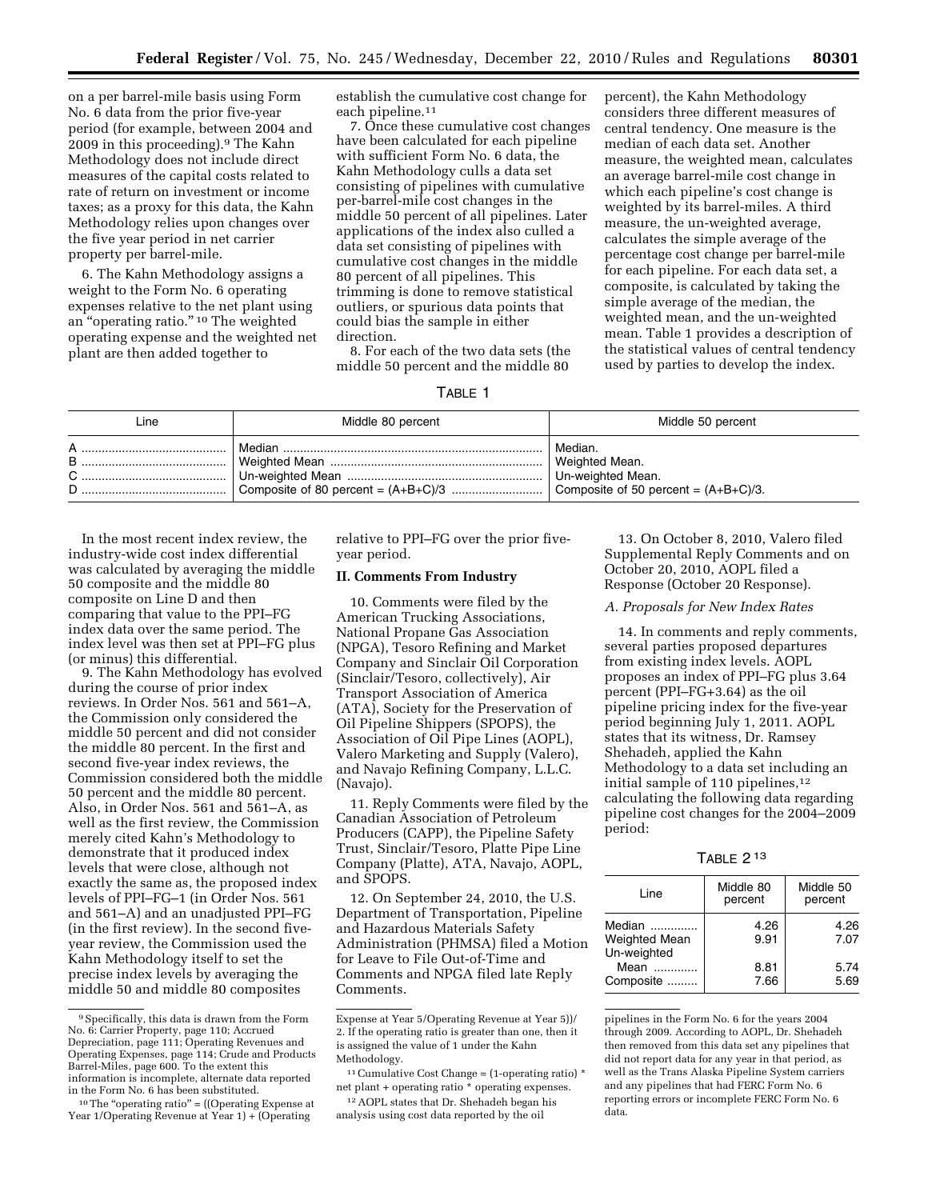on a per barrel-mile basis using Form No. 6 data from the prior five-year period (for example, between 2004 and 2009 in this proceeding).[9] The Kahn Methodology does not include direct measures of the capital costs related to rate of return on investment or income taxes; as a proxy for this data, the Kahn Methodology relies upon changes over the five year period in net carrier property per barrel-mile.

6. The Kahn Methodology assigns a weight to the Form No. 6 operating expenses relative to the net plant using an "operating ratio." [10] The weighted operating expense and the weighted net plant are then added together to establish the cumulative cost change for each pipeline.[11]

7. Once these cumulative cost changes have been calculated for each pipeline with sufficient Form No. 6 data, the Kahn Methodology culls a data set consisting of pipelines with cumulative per-barrel-mile cost changes in the middle 50 percent of all pipelines. Later applications of the index also culled a data set consisting of pipelines with cumulative cost changes in the middle 80 percent of all pipelines. This trimming is done to remove statistical outliers, or spurious data points that could bias the sample in either direction.

8. For each of the two data sets (the middle 50 percent and the middle 80 percent), the Kahn Methodology considers three different measures of central tendency. One measure is the median of each data set. Another measure, the weighted mean, calculates an average barrel-mile cost change in which each pipeline's cost change is weighted by its barrel-miles. A third measure, the un-weighted average, calculates the simple average of the percentage cost change per barrel-mile for each pipeline. For each data set, a composite, is calculated by taking the simple average of the median, the weighted mean, and the un-weighted mean. Table 1 provides a description of the statistical values of central tendency used by parties to develop the index.

TABLE 1

| Line | Middle 80 percent | Middle 50 percent |
|---|---|---|
| A | Median | Median. |
| B | Weighted Mean | Weighted Mean. |
| C | Un-weighted Mean | Un-weighted Mean. |
| D | Composite of 80 percent = (A+B+C)/3 | Composite of 50 percent = (A+B+C)/3. |

In the most recent index review, the industry-wide cost index differential was calculated by averaging the middle 50 composite and the middle 80 composite on Line D and then comparing that value to the PPI–FG index data over the same period. The index level was then set at PPI–FG plus (or minus) this differential.

9. The Kahn Methodology has evolved during the course of prior index reviews. In Order Nos. 561 and 561–A, the Commission only considered the middle 50 percent and did not consider the middle 80 percent. In the first and second five-year index reviews, the Commission considered both the middle 50 percent and the middle 80 percent. Also, in Order Nos. 561 and 561–A, as well as the first review, the Commission merely cited Kahn's Methodology to demonstrate that it produced index levels that were close, although not exactly the same as, the proposed index levels of PPI–FG–1 (in Order Nos. 561 and 561–A) and an unadjusted PPI–FG (in the first review). In the second five-year review, the Commission used the Kahn Methodology itself to set the precise index levels by averaging the middle 50 and middle 80 composites relative to PPI–FG over the prior five-year period.

## II. Comments From Industry

10. Comments were filed by the American Trucking Associations, National Propane Gas Association (NPGA), Tesoro Refining and Market Company and Sinclair Oil Corporation (Sinclair/Tesoro, collectively), Air Transport Association of America (ATA), Society for the Preservation of Oil Pipeline Shippers (SPOPS), the Association of Oil Pipe Lines (AOPL), Valero Marketing and Supply (Valero), and Navajo Refining Company, L.L.C. (Navajo).

11. Reply Comments were filed by the Canadian Association of Petroleum Producers (CAPP), the Pipeline Safety Trust, Sinclair/Tesoro, Platte Pipe Line Company (Platte), ATA, Navajo, AOPL, and SPOPS.

12. On September 24, 2010, the U.S. Department of Transportation, Pipeline and Hazardous Materials Safety Administration (PHMSA) filed a Motion for Leave to File Out-of-Time and Comments and NPGA filed late Reply Comments.

13. On October 8, 2010, Valero filed Supplemental Reply Comments and on October 20, 2010, AOPL filed a Response (October 20 Response).

### *A. Proposals for New Index Rates*

14. In comments and reply comments, several parties proposed departures from existing index levels. AOPL proposes an index of PPI–FG plus 3.64 percent (PPI–FG+3.64) as the oil pipeline pricing index for the five-year period beginning July 1, 2011. AOPL states that its witness, Dr. Ramsey Shehadeh, applied the Kahn Methodology to a data set including an initial sample of 110 pipelines,[12] calculating the following data regarding pipeline cost changes for the 2004–2009 period:

TABLE 2 [13]

| Line | Middle 80 percent | Middle 50 percent |
|---|---|---|
| Median | 4.26 | 4.26 |
| Weighted Mean | 9.91 | 7.07 |
| Un-weighted Mean | 8.81 | 5.74 |
| Composite | 7.66 | 5.69 |

---

[9] Specifically, this data is drawn from the Form No. 6: Carrier Property, page 110; Accrued Depreciation, page 111; Operating Revenues and Operating Expenses, page 114; Crude and Products Barrel-Miles, page 600. To the extent this information is incomplete, alternate data reported in the Form No. 6 has been substituted.

[10] The "operating ratio" = ((Operating Expense at Year 1/Operating Revenue at Year 1) + (Operating Expense at Year 5/Operating Revenue at Year 5))/2. If the operating ratio is greater than one, then it is assigned the value of 1 under the Kahn Methodology.

[11] Cumulative Cost Change = (1-operating ratio) * net plant + operating ratio * operating expenses.

[12] AOPL states that Dr. Shehadeh began his analysis using cost data reported by the oil pipelines in the Form No. 6 for the years 2004 through 2009. According to AOPL, Dr. Shehadeh then removed from this data set any pipelines that did not report data for any year in that period, as well as the Trans Alaska Pipeline System carriers and any pipelines that had FERC Form No. 6 reporting errors or incomplete FERC Form No. 6 data.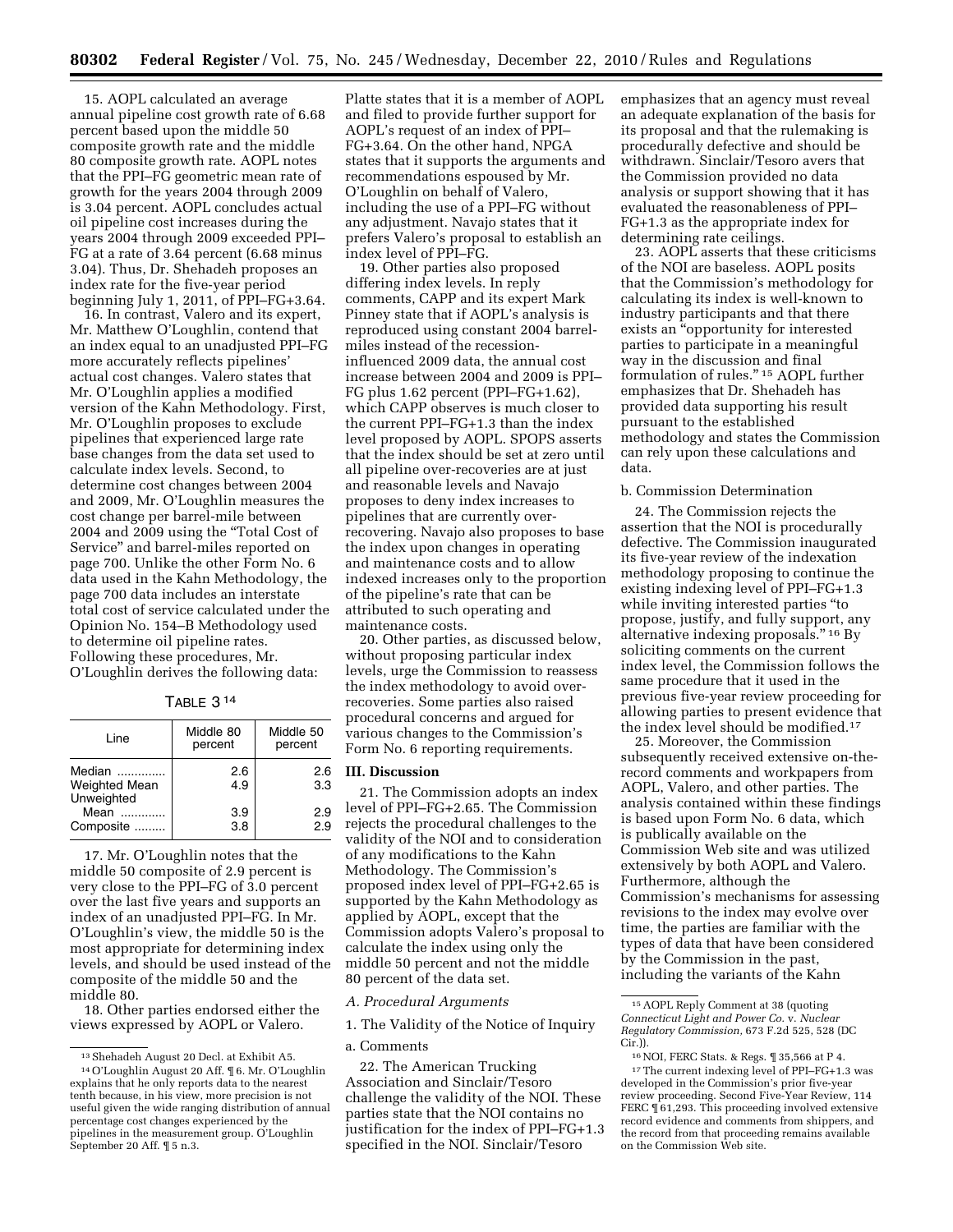15. AOPL calculated an average annual pipeline cost growth rate of 6.68 percent based upon the middle 50 composite growth rate and the middle 80 composite growth rate. AOPL notes that the PPI–FG geometric mean rate of growth for the years 2004 through 2009 is 3.04 percent. AOPL concludes actual oil pipeline cost increases during the years 2004 through 2009 exceeded PPI–FG at a rate of 3.64 percent (6.68 minus 3.04). Thus, Dr. Shehadeh proposes an index rate for the five-year period beginning July 1, 2011, of PPI–FG+3.64.

16. In contrast, Valero and its expert, Mr. Matthew O'Loughlin, contend that an index equal to an unadjusted PPI–FG more accurately reflects pipelines' actual cost changes. Valero states that Mr. O'Loughlin applies a modified version of the Kahn Methodology. First, Mr. O'Loughlin proposes to exclude pipelines that experienced large rate base changes from the data set used to calculate index levels. Second, to determine cost changes between 2004 and 2009, Mr. O'Loughlin measures the cost change per barrel-mile between 2004 and 2009 using the "Total Cost of Service" and barrel-miles reported on page 700. Unlike the other Form No. 6 data used in the Kahn Methodology, the page 700 data includes an interstate total cost of service calculated under the Opinion No. 154–B Methodology used to determine oil pipeline rates. Following these procedures, Mr. O'Loughlin derives the following data:

TABLE 3 [14]

| Line | Middle 80 percent | Middle 50 percent |
|---|---|---|
| Median | 2.6 | 2.6 |
| Weighted Mean | 4.9 | 3.3 |
| Unweighted Mean | 3.9 | 2.9 |
| Composite | 3.8 | 2.9 |

17. Mr. O'Loughlin notes that the middle 50 composite of 2.9 percent is very close to the PPI–FG of 3.0 percent over the last five years and supports an index of an unadjusted PPI–FG. In Mr. O'Loughlin's view, the middle 50 is the most appropriate for determining index levels, and should be used instead of the composite of the middle 50 and the middle 80.

18. Other parties endorsed either the views expressed by AOPL or Valero. Platte states that it is a member of AOPL and filed to provide further support for AOPL's request of an index of PPI–FG+3.64. On the other hand, NPGA states that it supports the arguments and recommendations espoused by Mr. O'Loughlin on behalf of Valero, including the use of a PPI–FG without any adjustment. Navajo states that it prefers Valero's proposal to establish an index level of PPI–FG.

19. Other parties also proposed differing index levels. In reply comments, CAPP and its expert Mark Pinney state that if AOPL's analysis is reproduced using constant 2004 barrel-miles instead of the recession-influenced 2009 data, the annual cost increase between 2004 and 2009 is PPI–FG plus 1.62 percent (PPI–FG+1.62), which CAPP observes is much closer to the current PPI–FG+1.3 than the index level proposed by AOPL. SPOPS asserts that the index should be set at zero until all pipeline over-recoveries are at just and reasonable levels and Navajo proposes to deny index increases to pipelines that are currently over-recovering. Navajo also proposes to base the index upon changes in operating and maintenance costs and to allow indexed increases only to the proportion of the pipeline's rate that can be attributed to such operating and maintenance costs.

20. Other parties, as discussed below, without proposing particular index levels, urge the Commission to reassess the index methodology to avoid over-recoveries. Some parties also raised procedural concerns and argued for various changes to the Commission's Form No. 6 reporting requirements.

## III. Discussion

21. The Commission adopts an index level of PPI–FG+2.65. The Commission rejects the procedural challenges to the validity of the NOI and to consideration of any modifications to the Kahn Methodology. The Commission's proposed index level of PPI–FG+2.65 is supported by the Kahn Methodology as applied by AOPL, except that the Commission adopts Valero's proposal to calculate the index using only the middle 50 percent and not the middle 80 percent of the data set.

### *A. Procedural Arguments*

#### 1. The Validity of the Notice of Inquiry

##### a. Comments

22. The American Trucking Association and Sinclair/Tesoro challenge the validity of the NOI. These parties state that the NOI contains no justification for the index of PPI–FG+1.3 specified in the NOI. Sinclair/Tesoro emphasizes that an agency must reveal an adequate explanation of the basis for its proposal and that the rulemaking is procedurally defective and should be withdrawn. Sinclair/Tesoro avers that the Commission provided no data analysis or support showing that it has evaluated the reasonableness of PPI–FG+1.3 as the appropriate index for determining rate ceilings.

23. AOPL asserts that these criticisms of the NOI are baseless. AOPL posits that the Commission's methodology for calculating its index is well-known to industry participants and that there exists an "opportunity for interested parties to participate in a meaningful way in the discussion and final formulation of rules." [15] AOPL further emphasizes that Dr. Shehadeh has provided data supporting his result pursuant to the established methodology and states the Commission can rely upon these calculations and data.

##### b. Commission Determination

24. The Commission rejects the assertion that the NOI is procedurally defective. The Commission inaugurated its five-year review of the indexation methodology proposing to continue the existing indexing level of PPI–FG+1.3 while inviting interested parties "to propose, justify, and fully support, any alternative indexing proposals." [16] By soliciting comments on the current index level, the Commission follows the same procedure that it used in the previous five-year review proceeding for allowing parties to present evidence that the index level should be modified.[17]

25. Moreover, the Commission subsequently received extensive on-the-record comments and workpapers from AOPL, Valero, and other parties. The analysis contained within these findings is based upon Form No. 6 data, which is publically available on the Commission Web site and was utilized extensively by both AOPL and Valero. Furthermore, although the Commission's mechanisms for assessing revisions to the index may evolve over time, the parties are familiar with the types of data that have been considered by the Commission in the past, including the variants of the Kahn

---

[13] Shehadeh August 20 Decl. at Exhibit A5.

[14] O'Loughlin August 20 Aff. ¶ 6. Mr. O'Loughlin explains that he only reports data to the nearest tenth because, in his view, more precision is not useful given the wide ranging distribution of annual percentage cost changes experienced by the pipelines in the measurement group. O'Loughlin September 20 Aff. ¶ 5 n.3.

[15] AOPL Reply Comment at 38 (quoting *Connecticut Light and Power Co.* v. *Nuclear Regulatory Commission,* 673 F.2d 525, 528 (DC Cir.)).

[16] NOI, FERC Stats. & Regs. ¶ 35,566 at P 4.

[17] The current indexing level of PPI–FG+1.3 was developed in the Commission's prior five-year review proceeding. Second Five-Year Review, 114 FERC ¶ 61,293. This proceeding involved extensive record evidence and comments from shippers, and the record from that proceeding remains available on the Commission Web site.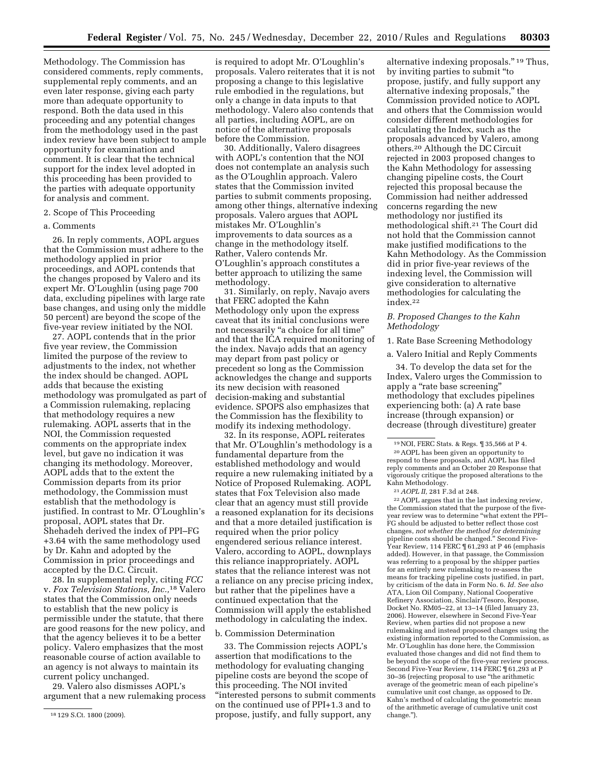Methodology. The Commission has considered comments, reply comments, supplemental reply comments, and an even later response, giving each party more than adequate opportunity to respond. Both the data used in this proceeding and any potential changes from the methodology used in the past index review have been subject to ample opportunity for examination and comment. It is clear that the technical support for the index level adopted in this proceeding has been provided to the parties with adequate opportunity for analysis and comment.

2. Scope of This Proceeding

a. Comments

26. In reply comments, AOPL argues that the Commission must adhere to the methodology applied in prior proceedings, and AOPL contends that the changes proposed by Valero and its expert Mr. O'Loughlin (using page 700 data, excluding pipelines with large rate base changes, and using only the middle 50 percent) are beyond the scope of the five-year review initiated by the NOI.

27. AOPL contends that in the prior five year review, the Commission limited the purpose of the review to adjustments to the index, not whether the index should be changed. AOPL adds that because the existing methodology was promulgated as part of a Commission rulemaking, replacing that methodology requires a new rulemaking. AOPL asserts that in the NOI, the Commission requested comments on the appropriate index level, but gave no indication it was changing its methodology. Moreover, AOPL adds that to the extent the Commission departs from its prior methodology, the Commission must establish that the methodology is justified. In contrast to Mr. O'Loughlin's proposal, AOPL states that Dr. Shehadeh derived the index of PPI–FG +3.64 with the same methodology used by Dr. Kahn and adopted by the Commission in prior proceedings and accepted by the D.C. Circuit.

28. In supplemental reply, citing *FCC* v. *Fox Television Stations, Inc.*,[18] Valero states that the Commission only needs to establish that the new policy is permissible under the statute, that there are good reasons for the new policy, and that the agency believes it to be a better policy. Valero emphasizes that the most reasonable course of action available to an agency is not always to maintain its current policy unchanged.

29. Valero also dismisses AOPL's argument that a new rulemaking process is required to adopt Mr. O'Loughlin's proposals. Valero reiterates that it is not proposing a change to this legislative rule embodied in the regulations, but only a change in data inputs to that methodology. Valero also contends that all parties, including AOPL, are on notice of the alternative proposals before the Commission.

30. Additionally, Valero disagrees with AOPL's contention that the NOI does not contemplate an analysis such as the O'Loughlin approach. Valero states that the Commission invited parties to submit comments proposing, among other things, alternative indexing proposals. Valero argues that AOPL mistakes Mr. O'Loughlin's improvements to data sources as a change in the methodology itself. Rather, Valero contends Mr. O'Loughlin's approach constitutes a better approach to utilizing the same methodology.

31. Similarly, on reply, Navajo avers that FERC adopted the Kahn Methodology only upon the express caveat that its initial conclusions were not necessarily "a choice for all time" and that the ICA required monitoring of the index. Navajo adds that an agency may depart from past policy or precedent so long as the Commission acknowledges the change and supports its new decision with reasoned decision-making and substantial evidence. SPOPS also emphasizes that the Commission has the flexibility to modify its indexing methodology.

32. In its response, AOPL reiterates that Mr. O'Loughlin's methodology is a fundamental departure from the established methodology and would require a new rulemaking initiated by a Notice of Proposed Rulemaking. AOPL states that Fox Television also made clear that an agency must still provide a reasoned explanation for its decisions and that a more detailed justification is required when the prior policy engendered serious reliance interest. Valero, according to AOPL, downplays this reliance inappropriately. AOPL states that the reliance interest was not a reliance on any precise pricing index, but rather that the pipelines have a continued expectation that the Commission will apply the established methodology in calculating the index.

b. Commission Determination

33. The Commission rejects AOPL's assertion that modifications to the methodology for evaluating changing pipeline costs are beyond the scope of this proceeding. The NOI invited "interested persons to submit comments on the continued use of PPI+1.3 and to propose, justify, and fully support any alternative indexing proposals."[19] Thus, by inviting parties to submit "to propose, justify, and fully support any alternative indexing proposals," the Commission provided notice to AOPL and others that the Commission would consider different methodologies for calculating the Index, such as the proposals advanced by Valero, among others.[20] Although the DC Circuit rejected in 2003 proposed changes to the Kahn Methodology for assessing changing pipeline costs, the Court rejected this proposal because the Commission had neither addressed concerns regarding the new methodology nor justified its methodological shift.[21] The Court did not hold that the Commission cannot make justified modifications to the Kahn Methodology. As the Commission did in prior five-year reviews of the indexing level, the Commission will give consideration to alternative methodologies for calculating the index.[22]

### *B. Proposed Changes to the Kahn Methodology*

1. Rate Base Screening Methodology

a. Valero Initial and Reply Comments

34. To develop the data set for the Index, Valero urges the Commission to apply a "rate base screening" methodology that excludes pipelines experiencing both: (a) A rate base increase (through expansion) or decrease (through divestiture) greater

---

[18] 129 S.Ct. 1800 (2009).

[19] NOI, FERC Stats. & Regs. ¶ 35,566 at P 4.

[20] AOPL has been given an opportunity to respond to these proposals, and AOPL has filed reply comments and an October 20 Response that vigorously critique the proposed alterations to the Kahn Methodology.

[21] *AOPL II*, 281 F.3d at 248.

[22] AOPL argues that in the last indexing review, the Commission stated that the purpose of the five-year review was to determine "what extent the PPI–FG should be adjusted to better reflect those cost changes, *not whether the method for determining* pipeline costs should be changed." Second Five-Year Review, 114 FERC ¶ 61,293 at P 46 (emphasis added). However, in that passage, the Commission was referring to a proposal by the shipper parties for an entirely new rulemaking to re-assess the means for tracking pipeline costs justified, in part, by criticism of the data in Form No. 6. *Id. See also* ATA, Lion Oil Company, National Cooperative Refinery Association, Sinclair/Tesoro, Response, Docket No. RM05–22, at 13–14 (filed January 23, 2006). However, elsewhere in Second Five-Year Review, when parties did not propose a new rulemaking and instead proposed changes using the existing information reported to the Commission, as Mr. O'Loughlin has done here, the Commission evaluated those changes and did not find them to be beyond the scope of the five-year review process. Second Five-Year Review, 114 FERC ¶ 61,293 at P 30–36 (rejecting proposal to use "the arithmetic average of the geometric mean of each pipeline's cumulative unit cost change, as opposed to Dr. Kahn's method of calculating the geometric mean of the arithmetic average of cumulative unit cost change.").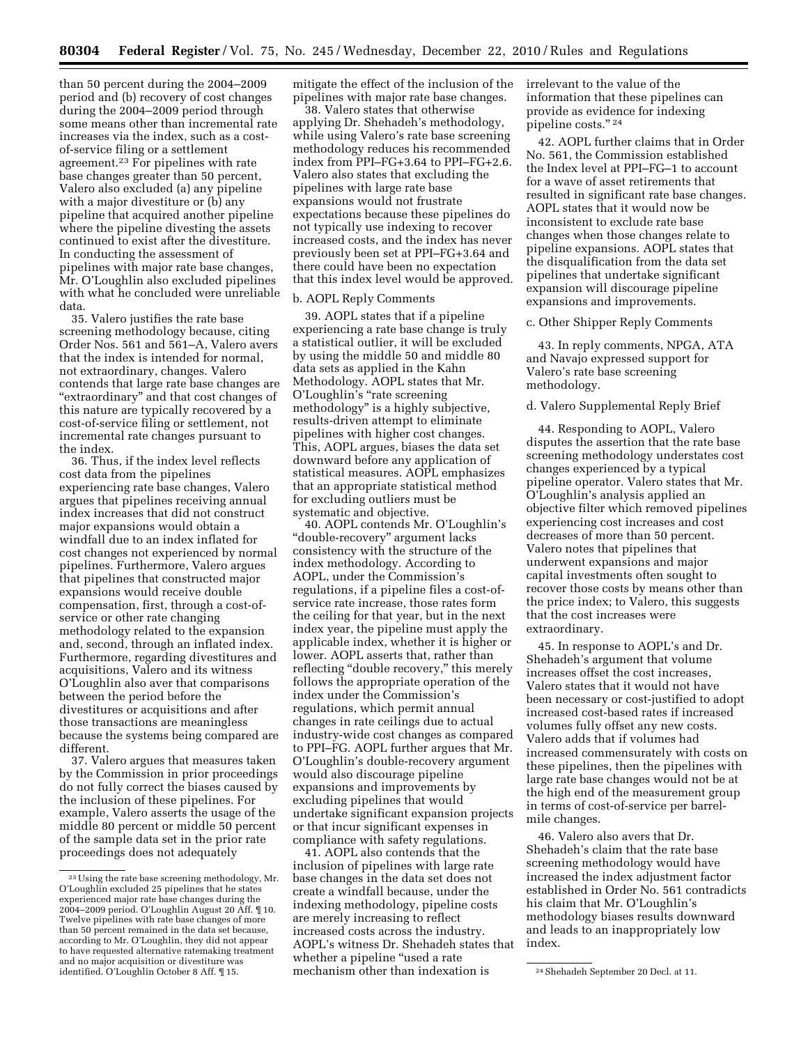than 50 percent during the 2004–2009 period and (b) recovery of cost changes during the 2004–2009 period through some means other than incremental rate increases via the index, such as a cost-of-service filing or a settlement agreement.[23] For pipelines with rate base changes greater than 50 percent, Valero also excluded (a) any pipeline with a major divestiture or (b) any pipeline that acquired another pipeline where the pipeline divesting the assets continued to exist after the divestiture. In conducting the assessment of pipelines with major rate base changes, Mr. O'Loughlin also excluded pipelines with what he concluded were unreliable data.

35. Valero justifies the rate base screening methodology because, citing Order Nos. 561 and 561–A, Valero avers that the index is intended for normal, not extraordinary, changes. Valero contends that large rate base changes are "extraordinary" and that cost changes of this nature are typically recovered by a cost-of-service filing or settlement, not incremental rate changes pursuant to the index.

36. Thus, if the index level reflects cost data from the pipelines experiencing rate base changes, Valero argues that pipelines receiving annual index increases that did not construct major expansions would obtain a windfall due to an index inflated for cost changes not experienced by normal pipelines. Furthermore, Valero argues that pipelines that constructed major expansions would receive double compensation, first, through a cost-of-service or other rate changing methodology related to the expansion and, second, through an inflated index. Furthermore, regarding divestitures and acquisitions, Valero and its witness O'Loughlin also aver that comparisons between the period before the divestitures or acquisitions and after those transactions are meaningless because the systems being compared are different.

37. Valero argues that measures taken by the Commission in prior proceedings do not fully correct the biases caused by the inclusion of these pipelines. For example, Valero asserts the usage of the middle 80 percent or middle 50 percent of the sample data set in the prior rate proceedings does not adequately mitigate the effect of the inclusion of the pipelines with major rate base changes.

38. Valero states that otherwise applying Dr. Shehadeh's methodology, while using Valero's rate base screening methodology reduces his recommended index from PPI–FG+3.64 to PPI–FG+2.6. Valero also states that excluding the pipelines with large rate base expansions would not frustrate expectations because these pipelines do not typically use indexing to recover increased costs, and the index has never previously been set at PPI–FG+3.64 and there could have been no expectation that this index level would be approved.

b. AOPL Reply Comments

39. AOPL states that if a pipeline experiencing a rate base change is truly a statistical outlier, it will be excluded by using the middle 50 and middle 80 data sets as applied in the Kahn Methodology. AOPL states that Mr. O'Loughlin's "rate screening methodology" is a highly subjective, results-driven attempt to eliminate pipelines with higher cost changes. This, AOPL argues, biases the data set downward before any application of statistical measures. AOPL emphasizes that an appropriate statistical method for excluding outliers must be systematic and objective.

40. AOPL contends Mr. O'Loughlin's "double-recovery" argument lacks consistency with the structure of the index methodology. According to AOPL, under the Commission's regulations, if a pipeline files a cost-of-service rate increase, those rates form the ceiling for that year, but in the next index year, the pipeline must apply the applicable index, whether it is higher or lower. AOPL asserts that, rather than reflecting "double recovery," this merely follows the appropriate operation of the index under the Commission's regulations, which permit annual changes in rate ceilings due to actual industry-wide cost changes as compared to PPI–FG. AOPL further argues that Mr. O'Loughlin's double-recovery argument would also discourage pipeline expansions and improvements by excluding pipelines that would undertake significant expansion projects or that incur significant expenses in compliance with safety regulations.

41. AOPL also contends that the inclusion of pipelines with large rate base changes in the data set does not create a windfall because, under the indexing methodology, pipeline costs are merely increasing to reflect increased costs across the industry. AOPL's witness Dr. Shehadeh states that whether a pipeline "used a rate mechanism other than indexation is irrelevant to the value of the information that these pipelines can provide as evidence for indexing pipeline costs."[24]

42. AOPL further claims that in Order No. 561, the Commission established the Index level at PPI–FG–1 to account for a wave of asset retirements that resulted in significant rate base changes. AOPL states that it would now be inconsistent to exclude rate base changes when those changes relate to pipeline expansions. AOPL states that the disqualification from the data set pipelines that undertake significant expansion will discourage pipeline expansions and improvements.

c. Other Shipper Reply Comments

43. In reply comments, NPGA, ATA and Navajo expressed support for Valero's rate base screening methodology.

d. Valero Supplemental Reply Brief

44. Responding to AOPL, Valero disputes the assertion that the rate base screening methodology understates cost changes experienced by a typical pipeline operator. Valero states that Mr. O'Loughlin's analysis applied an objective filter which removed pipelines experiencing cost increases and cost decreases of more than 50 percent. Valero notes that pipelines that underwent expansions and major capital investments often sought to recover those costs by means other than the price index; to Valero, this suggests that the cost increases were extraordinary.

45. In response to AOPL's and Dr. Shehadeh's argument that volume increases offset the cost increases, Valero states that it would not have been necessary or cost-justified to adopt increased cost-based rates if increased volumes fully offset any new costs. Valero adds that if volumes had increased commensurately with costs on these pipelines, then the pipelines with large rate base changes would not be at the high end of the measurement group in terms of cost-of-service per barrel-mile changes.

46. Valero also avers that Dr. Shehadeh's claim that the rate base screening methodology would have increased the index adjustment factor established in Order No. 561 contradicts his claim that Mr. O'Loughlin's methodology biases results downward and leads to an inappropriately low index.

---

[23] Using the rate base screening methodology, Mr. O'Loughlin excluded 25 pipelines that he states experienced major rate base changes during the 2004–2009 period. O'Loughlin August 20 Aff. ¶ 10. Twelve pipelines with rate base changes of more than 50 percent remained in the data set because, according to Mr. O'Loughlin, they did not appear to have requested alternative ratemaking treatment and no major acquisition or divestiture was identified. O'Loughlin October 8 Aff. ¶ 15.

[24] Shehadeh September 20 Decl. at 11.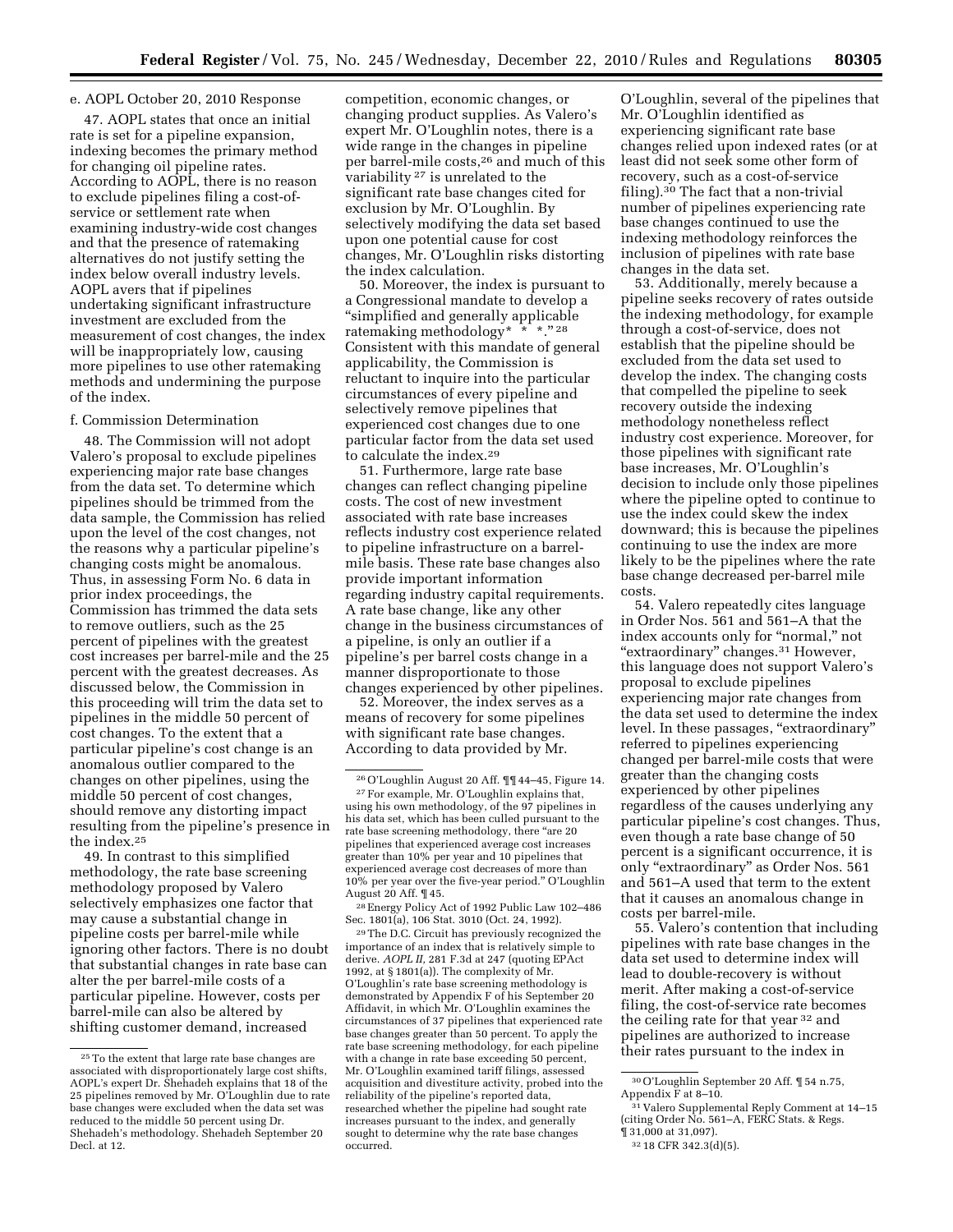e. AOPL October 20, 2010 Response

47. AOPL states that once an initial rate is set for a pipeline expansion, indexing becomes the primary method for changing oil pipeline rates. According to AOPL, there is no reason to exclude pipelines filing a cost-of-service or settlement rate when examining industry-wide cost changes and that the presence of ratemaking alternatives do not justify setting the index below overall industry levels. AOPL avers that if pipelines undertaking significant infrastructure investment are excluded from the measurement of cost changes, the index will be inappropriately low, causing more pipelines to use other ratemaking methods and undermining the purpose of the index.

f. Commission Determination

48. The Commission will not adopt Valero's proposal to exclude pipelines experiencing major rate base changes from the data set. To determine which pipelines should be trimmed from the data sample, the Commission has relied upon the level of the cost changes, not the reasons why a particular pipeline's changing costs might be anomalous. Thus, in assessing Form No. 6 data in prior index proceedings, the Commission has trimmed the data sets to remove outliers, such as the 25 percent of pipelines with the greatest cost increases per barrel-mile and the 25 percent with the greatest decreases. As discussed below, the Commission in this proceeding will trim the data set to pipelines in the middle 50 percent of cost changes. To the extent that a particular pipeline's cost change is an anomalous outlier compared to the changes on other pipelines, using the middle 50 percent of cost changes, should remove any distorting impact resulting from the pipeline's presence in the index.[25]

49. In contrast to this simplified methodology, the rate base screening methodology proposed by Valero selectively emphasizes one factor that may cause a substantial change in pipeline costs per barrel-mile while ignoring other factors. There is no doubt that substantial changes in rate base can alter the per barrel-mile costs of a particular pipeline. However, costs per barrel-mile can also be altered by shifting customer demand, increased competition, economic changes, or changing product supplies. As Valero's expert Mr. O'Loughlin notes, there is a wide range in the changes in pipeline per barrel-mile costs,[26] and much of this variability [27] is unrelated to the significant rate base changes cited for exclusion by Mr. O'Loughlin. By selectively modifying the data set based upon one potential cause for cost changes, Mr. O'Loughlin risks distorting the index calculation.

50. Moreover, the index is pursuant to a Congressional mandate to develop a "simplified and generally applicable ratemaking methodology* * *."[28] Consistent with this mandate of general applicability, the Commission is reluctant to inquire into the particular circumstances of every pipeline and selectively remove pipelines that experienced cost changes due to one particular factor from the data set used to calculate the index.[29]

51. Furthermore, large rate base changes can reflect changing pipeline costs. The cost of new investment associated with rate base increases reflects industry cost experience related to pipeline infrastructure on a barrel-mile basis. These rate base changes also provide important information regarding industry capital requirements. A rate base change, like any other change in the business circumstances of a pipeline, is only an outlier if a pipeline's per barrel costs change in a manner disproportionate to those changes experienced by other pipelines.

52. Moreover, the index serves as a means of recovery for some pipelines with significant rate base changes. According to data provided by Mr. O'Loughlin, several of the pipelines that Mr. O'Loughlin identified as experiencing significant rate base changes relied upon indexed rates (or at least did not seek some other form of recovery, such as a cost-of-service filing).[30] The fact that a non-trivial number of pipelines experiencing rate base changes continued to use the indexing methodology reinforces the inclusion of pipelines with rate base changes in the data set.

53. Additionally, merely because a pipeline seeks recovery of rates outside the indexing methodology, for example through a cost-of-service, does not establish that the pipeline should be excluded from the data set used to develop the index. The changing costs that compelled the pipeline to seek recovery outside the indexing methodology nonetheless reflect industry cost experience. Moreover, for those pipelines with significant rate base increases, Mr. O'Loughlin's decision to include only those pipelines where the pipeline opted to continue to use the index could skew the index downward; this is because the pipelines continuing to use the index are more likely to be the pipelines where the rate base change decreased per-barrel mile costs.

54. Valero repeatedly cites language in Order Nos. 561 and 561–A that the index accounts only for "normal," not "extraordinary" changes.[31] However, this language does not support Valero's proposal to exclude pipelines experiencing major rate changes from the data set used to determine the index level. In these passages, "extraordinary" referred to pipelines experiencing changed per barrel-mile costs that were greater than the changing costs experienced by other pipelines regardless of the causes underlying any particular pipeline's cost changes. Thus, even though a rate base change of 50 percent is a significant occurrence, it is only "extraordinary" as Order Nos. 561 and 561–A used that term to the extent that it causes an anomalous change in costs per barrel-mile.

55. Valero's contention that including pipelines with rate base changes in the data set used to determine index will lead to double-recovery is without merit. After making a cost-of-service filing, the cost-of-service rate becomes the ceiling rate for that year [32] and pipelines are authorized to increase their rates pursuant to the index in

---

[25] To the extent that large rate base changes are associated with disproportionately large cost shifts, AOPL's expert Dr. Shehadeh explains that 18 of the 25 pipelines removed by Mr. O'Loughlin due to rate base changes were excluded when the data set was reduced to the middle 50 percent using Dr. Shehadeh's methodology. Shehadeh September 20 Decl. at 12.

[26] O'Loughlin August 20 Aff. ¶¶ 44–45, Figure 14.

[27] For example, Mr. O'Loughlin explains that, using his own methodology, of the 97 pipelines in his data set, which has been culled pursuant to the rate base screening methodology, there "are 20 pipelines that experienced average cost increases greater than 10% per year and 10 pipelines that experienced average cost decreases of more than 10% per year over the five-year period." O'Loughlin August 20 Aff. ¶ 45.

[28] Energy Policy Act of 1992 Public Law 102–486 Sec. 1801(a), 106 Stat. 3010 (Oct. 24, 1992).

[29] The D.C. Circuit has previously recognized the importance of an index that is relatively simple to derive. *AOPL II,* 281 F.3d at 247 (quoting EPAct 1992, at § 1801(a)). The complexity of Mr. O'Loughlin's rate base screening methodology is demonstrated by Appendix F of his September 20 Affidavit, in which Mr. O'Loughlin examines the circumstances of 37 pipelines that experienced rate base changes greater than 50 percent. To apply the rate base screening methodology, for each pipeline with a change in rate base exceeding 50 percent, Mr. O'Loughlin examined tariff filings, assessed acquisition and divestiture activity, probed into the reliability of the pipeline's reported data, researched whether the pipeline had sought rate increases pursuant to the index, and generally sought to determine why the rate base changes occurred.

[30] O'Loughlin September 20 Aff. ¶ 54 n.75, Appendix F at 8–10.

[31] Valero Supplemental Reply Comment at 14–15 (citing Order No. 561–A, FERC Stats. & Regs. ¶ 31,000 at 31,097).

[32] 18 CFR 342.3(d)(5).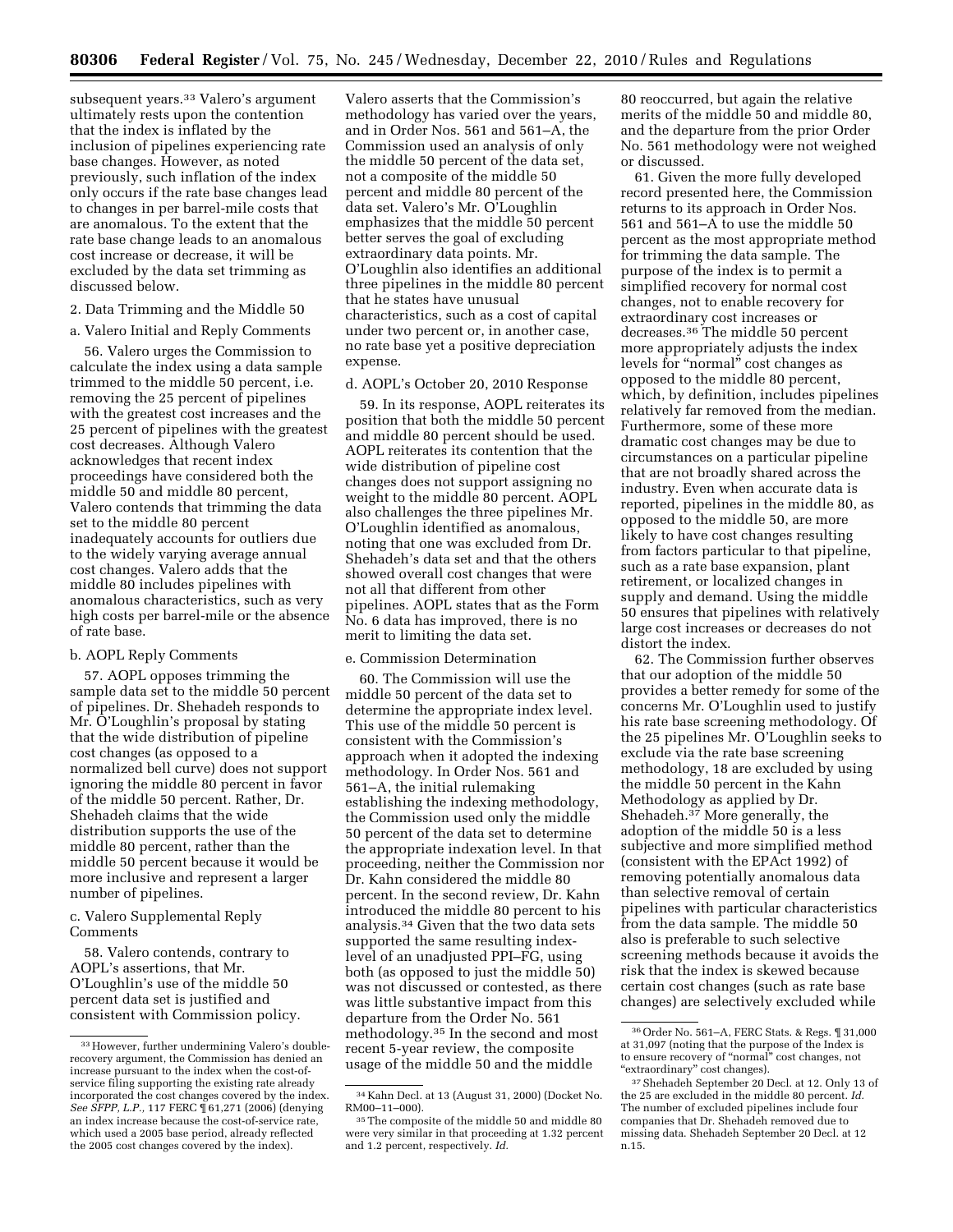subsequent years.[33] Valero's argument ultimately rests upon the contention that the index is inflated by the inclusion of pipelines experiencing rate base changes. However, as noted previously, such inflation of the index only occurs if the rate base changes lead to changes in per barrel-mile costs that are anomalous. To the extent that the rate base change leads to an anomalous cost increase or decrease, it will be excluded by the data set trimming as discussed below.

2. Data Trimming and the Middle 50

a. Valero Initial and Reply Comments

56. Valero urges the Commission to calculate the index using a data sample trimmed to the middle 50 percent, i.e. removing the 25 percent of pipelines with the greatest cost increases and the 25 percent of pipelines with the greatest cost decreases. Although Valero acknowledges that recent index proceedings have considered both the middle 50 and middle 80 percent, Valero contends that trimming the data set to the middle 80 percent inadequately accounts for outliers due to the widely varying average annual cost changes. Valero adds that the middle 80 includes pipelines with anomalous characteristics, such as very high costs per barrel-mile or the absence of rate base.

b. AOPL Reply Comments

57. AOPL opposes trimming the sample data set to the middle 50 percent of pipelines. Dr. Shehadeh responds to Mr. O'Loughlin's proposal by stating that the wide distribution of pipeline cost changes (as opposed to a normalized bell curve) does not support ignoring the middle 80 percent in favor of the middle 50 percent. Rather, Dr. Shehadeh claims that the wide distribution supports the use of the middle 80 percent, rather than the middle 50 percent because it would be more inclusive and represent a larger number of pipelines.

c. Valero Supplemental Reply Comments

58. Valero contends, contrary to AOPL's assertions, that Mr. O'Loughlin's use of the middle 50 percent data set is justified and consistent with Commission policy. Valero asserts that the Commission's methodology has varied over the years, and in Order Nos. 561 and 561–A, the Commission used an analysis of only the middle 50 percent of the data set, not a composite of the middle 50 percent and middle 80 percent of the data set. Valero's Mr. O'Loughlin emphasizes that the middle 50 percent better serves the goal of excluding extraordinary data points. Mr. O'Loughlin also identifies an additional three pipelines in the middle 80 percent that he states have unusual characteristics, such as a cost of capital under two percent or, in another case, no rate base yet a positive depreciation expense.

d. AOPL's October 20, 2010 Response

59. In its response, AOPL reiterates its position that both the middle 50 percent and middle 80 percent should be used. AOPL reiterates its contention that the wide distribution of pipeline cost changes does not support assigning no weight to the middle 80 percent. AOPL also challenges the three pipelines Mr. O'Loughlin identified as anomalous, noting that one was excluded from Dr. Shehadeh's data set and that the others showed overall cost changes that were not all that different from other pipelines. AOPL states that as the Form No. 6 data has improved, there is no merit to limiting the data set.

e. Commission Determination

60. The Commission will use the middle 50 percent of the data set to determine the appropriate index level. This use of the middle 50 percent is consistent with the Commission's approach when it adopted the indexing methodology. In Order Nos. 561 and 561–A, the initial rulemaking establishing the indexing methodology, the Commission used only the middle 50 percent of the data set to determine the appropriate indexation level. In that proceeding, neither the Commission nor Dr. Kahn considered the middle 80 percent. In the second review, Dr. Kahn introduced the middle 80 percent to his analysis.[34] Given that the two data sets supported the same resulting index-level of an unadjusted PPI–FG, using both (as opposed to just the middle 50) was not discussed or contested, as there was little substantive impact from this departure from the Order No. 561 methodology.[35] In the second and most recent 5-year review, the composite usage of the middle 50 and the middle 80 reoccurred, but again the relative merits of the middle 50 and middle 80, and the departure from the prior Order No. 561 methodology were not weighed or discussed.

61. Given the more fully developed record presented here, the Commission returns to its approach in Order Nos. 561 and 561–A to use the middle 50 percent as the most appropriate method for trimming the data sample. The purpose of the index is to permit a simplified recovery for normal cost changes, not to enable recovery for extraordinary cost increases or decreases.[36] The middle 50 percent more appropriately adjusts the index levels for "normal" cost changes as opposed to the middle 80 percent, which, by definition, includes pipelines relatively far removed from the median. Furthermore, some of these more dramatic cost changes may be due to circumstances on a particular pipeline that are not broadly shared across the industry. Even when accurate data is reported, pipelines in the middle 80, as opposed to the middle 50, are more likely to have cost changes resulting from factors particular to that pipeline, such as a rate base expansion, plant retirement, or localized changes in supply and demand. Using the middle 50 ensures that pipelines with relatively large cost increases or decreases do not distort the index.

62. The Commission further observes that our adoption of the middle 50 provides a better remedy for some of the concerns Mr. O'Loughlin used to justify his rate base screening methodology. Of the 25 pipelines Mr. O'Loughlin seeks to exclude via the rate base screening methodology, 18 are excluded by using the middle 50 percent in the Kahn Methodology as applied by Dr. Shehadeh.[37] More generally, the adoption of the middle 50 is a less subjective and more simplified method (consistent with the EPAct 1992) of removing potentially anomalous data than selective removal of certain pipelines with particular characteristics from the data sample. The middle 50 also is preferable to such selective screening methods because it avoids the risk that the index is skewed because certain cost changes (such as rate base changes) are selectively excluded while

---

[33] However, further undermining Valero's double-recovery argument, the Commission has denied an increase pursuant to the index when the cost-of-service filing supporting the existing rate already incorporated the cost changes covered by the index. *See SFPP, L.P.*, 117 FERC ¶ 61,271 (2006) (denying an index increase because the cost-of-service rate, which used a 2005 base period, already reflected the 2005 cost changes covered by the index).

[34] Kahn Decl. at 13 (August 31, 2000) (Docket No. RM00–11–000).

[35] The composite of the middle 50 and middle 80 were very similar in that proceeding at 1.32 percent and 1.2 percent, respectively. *Id.*

[36] Order No. 561–A, FERC Stats. & Regs. ¶ 31,000 at 31,097 (noting that the purpose of the Index is to ensure recovery of "normal" cost changes, not "extraordinary" cost changes).

[37] Shehadeh September 20 Decl. at 12. Only 13 of the 25 are excluded in the middle 80 percent. *Id.* The number of excluded pipelines include four companies that Dr. Shehadeh removed due to missing data. Shehadeh September 20 Decl. at 12 n.15.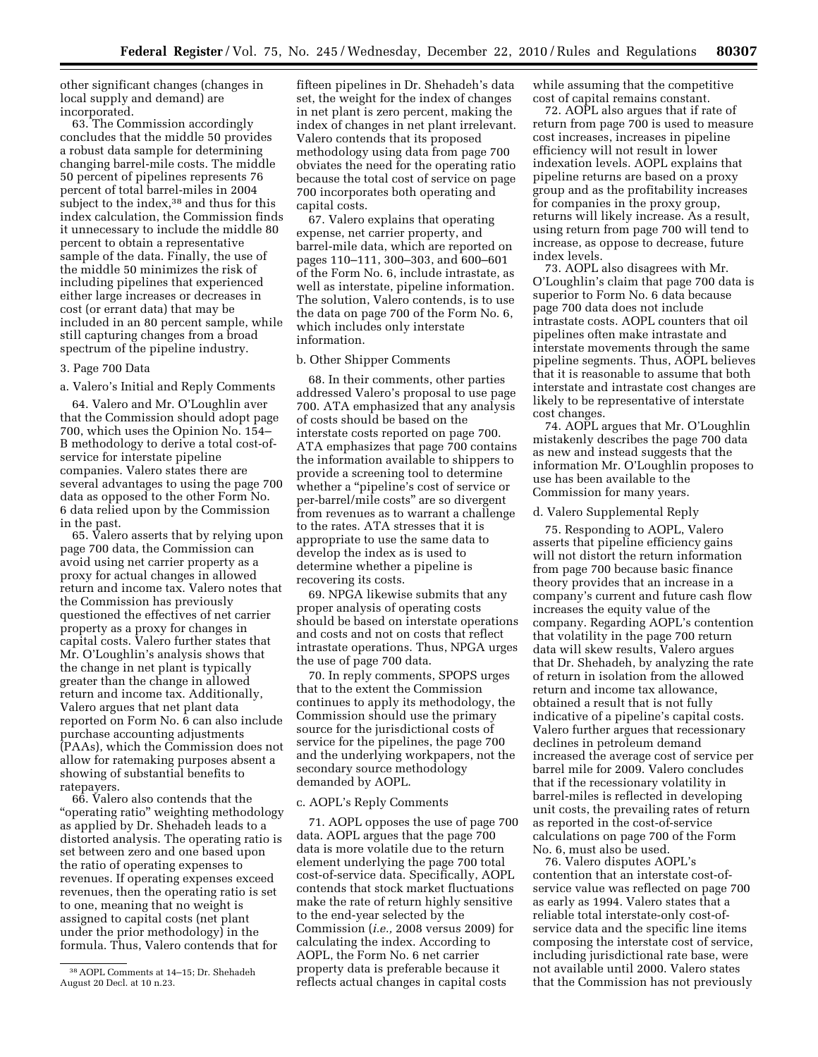other significant changes (changes in local supply and demand) are incorporated.

63. The Commission accordingly concludes that the middle 50 provides a robust data sample for determining changing barrel-mile costs. The middle 50 percent of pipelines represents 76 percent of total barrel-miles in 2004 subject to the index,[38] and thus for this index calculation, the Commission finds it unnecessary to include the middle 80 percent to obtain a representative sample of the data. Finally, the use of the middle 50 minimizes the risk of including pipelines that experienced either large increases or decreases in cost (or errant data) that may be included in an 80 percent sample, while still capturing changes from a broad spectrum of the pipeline industry.

3. Page 700 Data

a. Valero's Initial and Reply Comments

64. Valero and Mr. O'Loughlin aver that the Commission should adopt page 700, which uses the Opinion No. 154–B methodology to derive a total cost-of-service for interstate pipeline companies. Valero states there are several advantages to using the page 700 data as opposed to the other Form No. 6 data relied upon by the Commission in the past.

65. Valero asserts that by relying upon page 700 data, the Commission can avoid using net carrier property as a proxy for actual changes in allowed return and income tax. Valero notes that the Commission has previously questioned the effectives of net carrier property as a proxy for changes in capital costs. Valero further states that Mr. O'Loughlin's analysis shows that the change in net plant is typically greater than the change in allowed return and income tax. Additionally, Valero argues that net plant data reported on Form No. 6 can also include purchase accounting adjustments (PAAs), which the Commission does not allow for ratemaking purposes absent a showing of substantial benefits to ratepayers.

66. Valero also contends that the "operating ratio" weighting methodology as applied by Dr. Shehadeh leads to a distorted analysis. The operating ratio is set between zero and one based upon the ratio of operating expenses to revenues. If operating expenses exceed revenues, then the operating ratio is set to one, meaning that no weight is assigned to capital costs (net plant under the prior methodology) in the formula. Thus, Valero contends that for fifteen pipelines in Dr. Shehadeh's data set, the weight for the index of changes in net plant is zero percent, making the index of changes in net plant irrelevant. Valero contends that its proposed methodology using data from page 700 obviates the need for the operating ratio because the total cost of service on page 700 incorporates both operating and capital costs.

67. Valero explains that operating expense, net carrier property, and barrel-mile data, which are reported on pages 110–111, 300–303, and 600–601 of the Form No. 6, include intrastate, as well as interstate, pipeline information. The solution, Valero contends, is to use the data on page 700 of the Form No. 6, which includes only interstate information.

b. Other Shipper Comments

68. In their comments, other parties addressed Valero's proposal to use page 700. ATA emphasized that any analysis of costs should be based on the interstate costs reported on page 700. ATA emphasizes that page 700 contains the information available to shippers to provide a screening tool to determine whether a "pipeline's cost of service or per-barrel/mile costs" are so divergent from revenues as to warrant a challenge to the rates. ATA stresses that it is appropriate to use the same data to develop the index as is used to determine whether a pipeline is recovering its costs.

69. NPGA likewise submits that any proper analysis of operating costs should be based on interstate operations and costs and not on costs that reflect intrastate operations. Thus, NPGA urges the use of page 700 data.

70. In reply comments, SPOPS urges that to the extent the Commission continues to apply its methodology, the Commission should use the primary source for the jurisdictional costs of service for the pipelines, the page 700 and the underlying workpapers, not the secondary source methodology demanded by AOPL.

c. AOPL's Reply Comments

71. AOPL opposes the use of page 700 data. AOPL argues that the page 700 data is more volatile due to the return element underlying the page 700 total cost-of-service data. Specifically, AOPL contends that stock market fluctuations make the rate of return highly sensitive to the end-year selected by the Commission (*i.e.,* 2008 versus 2009) for calculating the index. According to AOPL, the Form No. 6 net carrier property data is preferable because it reflects actual changes in capital costs while assuming that the competitive cost of capital remains constant.

72. AOPL also argues that if rate of return from page 700 is used to measure cost increases, increases in pipeline efficiency will not result in lower indexation levels. AOPL explains that pipeline returns are based on a proxy group and as the profitability increases for companies in the proxy group, returns will likely increase. As a result, using return from page 700 will tend to increase, as oppose to decrease, future index levels.

73. AOPL also disagrees with Mr. O'Loughlin's claim that page 700 data is superior to Form No. 6 data because page 700 data does not include intrastate costs. AOPL counters that oil pipelines often make intrastate and interstate movements through the same pipeline segments. Thus, AOPL believes that it is reasonable to assume that both interstate and intrastate cost changes are likely to be representative of interstate cost changes.

74. AOPL argues that Mr. O'Loughlin mistakenly describes the page 700 data as new and instead suggests that the information Mr. O'Loughlin proposes to use has been available to the Commission for many years.

d. Valero Supplemental Reply

75. Responding to AOPL, Valero asserts that pipeline efficiency gains will not distort the return information from page 700 because basic finance theory provides that an increase in a company's current and future cash flow increases the equity value of the company. Regarding AOPL's contention that volatility in the page 700 return data will skew results, Valero argues that Dr. Shehadeh, by analyzing the rate of return in isolation from the allowed return and income tax allowance, obtained a result that is not fully indicative of a pipeline's capital costs. Valero further argues that recessionary declines in petroleum demand increased the average cost of service per barrel mile for 2009. Valero concludes that if the recessionary volatility in barrel-miles is reflected in developing unit costs, the prevailing rates of return as reported in the cost-of-service calculations on page 700 of the Form No. 6, must also be used.

76. Valero disputes AOPL's contention that an interstate cost-of-service value was reflected on page 700 as early as 1994. Valero states that a reliable total interstate-only cost-of-service data and the specific line items composing the interstate cost of service, including jurisdictional rate base, were not available until 2000. Valero states that the Commission has not previously

[38] AOPL Comments at 14–15; Dr. Shehadeh August 20 Decl. at 10 n.23.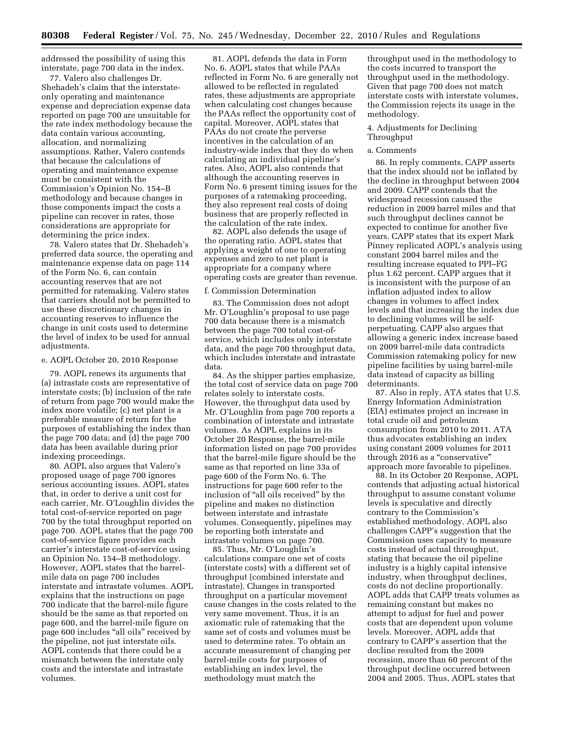addressed the possibility of using this interstate, page 700 data in the index.

77. Valero also challenges Dr. Shehadeh's claim that the interstate-only operating and maintenance expense and depreciation expense data reported on page 700 are unsuitable for the rate index methodology because the data contain various accounting, allocation, and normalizing assumptions. Rather, Valero contends that because the calculations of operating and maintenance expense must be consistent with the Commission's Opinion No. 154–B methodology and because changes in those components impact the costs a pipeline can recover in rates, those considerations are appropriate for determining the price index.

78. Valero states that Dr. Shehadeh's preferred data source, the operating and maintenance expense data on page 114 of the Form No. 6, can contain accounting reserves that are not permitted for ratemaking. Valero states that carriers should not be permitted to use these discretionary changes in accounting reserves to influence the change in unit costs used to determine the level of index to be used for annual adjustments.

e. AOPL October 20, 2010 Response

79. AOPL renews its arguments that (a) intrastate costs are representative of interstate costs; (b) inclusion of the rate of return from page 700 would make the index more volatile; (c) net plant is a preferable measure of return for the purposes of establishing the index than the page 700 data; and (d) the page 700 data has been available during prior indexing proceedings.

80. AOPL also argues that Valero's proposed usage of page 700 ignores serious accounting issues. AOPL states that, in order to derive a unit cost for each carrier, Mr. O'Loughlin divides the total cost-of-service reported on page 700 by the total throughput reported on page 700. AOPL states that the page 700 cost-of-service figure provides each carrier's interstate cost-of-service using an Opinion No. 154–B methodology. However, AOPL states that the barrel-mile data on page 700 includes interstate and intrastate volumes. AOPL explains that the instructions on page 700 indicate that the barrel-mile figure should be the same as that reported on page 600, and the barrel-mile figure on page 600 includes "all oils" received by the pipeline, not just interstate oils. AOPL contends that there could be a mismatch between the interstate only costs and the interstate and intrastate volumes.

81. AOPL defends the data in Form No. 6. AOPL states that while PAAs reflected in Form No. 6 are generally not allowed to be reflected in regulated rates, these adjustments are appropriate when calculating cost changes because the PAAs reflect the opportunity cost of capital. Moreover, AOPL states that PAAs do not create the perverse incentives in the calculation of an industry-wide index that they do when calculating an individual pipeline's rates. Also, AOPL also contends that although the accounting reserves in Form No. 6 present timing issues for the purposes of a ratemaking proceeding, they also represent real costs of doing business that are properly reflected in the calculation of the rate index.

82. AOPL also defends the usage of the operating ratio. AOPL states that applying a weight of one to operating expenses and zero to net plant is appropriate for a company where operating costs are greater than revenue.

f. Commission Determination

83. The Commission does not adopt Mr. O'Loughlin's proposal to use page 700 data because there is a mismatch between the page 700 total cost-of-service, which includes only interstate data, and the page 700 throughput data, which includes interstate and intrastate data.

84. As the shipper parties emphasize, the total cost of service data on page 700 relates solely to interstate costs. However, the throughput data used by Mr. O'Loughlin from page 700 reports a combination of interstate and intrastate volumes. As AOPL explains in its October 20 Response, the barrel-mile information listed on page 700 provides that the barrel-mile figure should be the same as that reported on line 33a of page 600 of the Form No. 6. The instructions for page 600 refer to the inclusion of "all oils received" by the pipeline and makes no distinction between interstate and intrastate volumes. Consequently, pipelines may be reporting both interstate and intrastate volumes on page 700.

85. Thus, Mr. O'Loughlin's calculations compare one set of costs (interstate costs) with a different set of throughput (combined interstate and intrastate). Changes in transported throughput on a particular movement cause changes in the costs related to the very same movement. Thus, it is an axiomatic rule of ratemaking that the same set of costs and volumes must be used to determine rates. To obtain an accurate measurement of changing per barrel-mile costs for purposes of establishing an index level, the methodology must match the throughput used in the methodology to the costs incurred to transport the throughput used in the methodology. Given that page 700 does not match interstate costs with interstate volumes, the Commission rejects its usage in the methodology.

4. Adjustments for Declining Throughput

a. Comments

86. In reply comments, CAPP asserts that the index should not be inflated by the decline in throughput between 2004 and 2009. CAPP contends that the widespread recession caused the reduction in 2009 barrel miles and that such throughput declines cannot be expected to continue for another five years. CAPP states that its expert Mark Pinney replicated AOPL's analysis using constant 2004 barrel miles and the resulting increase equated to PPI–FG plus 1.62 percent. CAPP argues that it is inconsistent with the purpose of an inflation adjusted index to allow changes in volumes to affect index levels and that increasing the index due to declining volumes will be self-perpetuating. CAPP also argues that allowing a generic index increase based on 2009 barrel-mile data contradicts Commission ratemaking policy for new pipeline facilities by using barrel-mile data instead of capacity as billing determinants.

87. Also in reply, ATA states that U.S. Energy Information Administration (EIA) estimates project an increase in total crude oil and petroleum consumption from 2010 to 2011. ATA thus advocates establishing an index using constant 2009 volumes for 2011 through 2016 as a "conservative" approach more favorable to pipelines.

88. In its October 20 Response, AOPL contends that adjusting actual historical throughput to assume constant volume levels is speculative and directly contrary to the Commission's established methodology. AOPL also challenges CAPP's suggestion that the Commission uses capacity to measure costs instead of actual throughput, stating that because the oil pipeline industry is a highly capital intensive industry, when throughput declines, costs do not decline proportionally. AOPL adds that CAPP treats volumes as remaining constant but makes no attempt to adjust for fuel and power costs that are dependent upon volume levels. Moreover, AOPL adds that contrary to CAPP's assertion that the decline resulted from the 2009 recession, more than 60 percent of the throughput decline occurred between 2004 and 2005. Thus, AOPL states that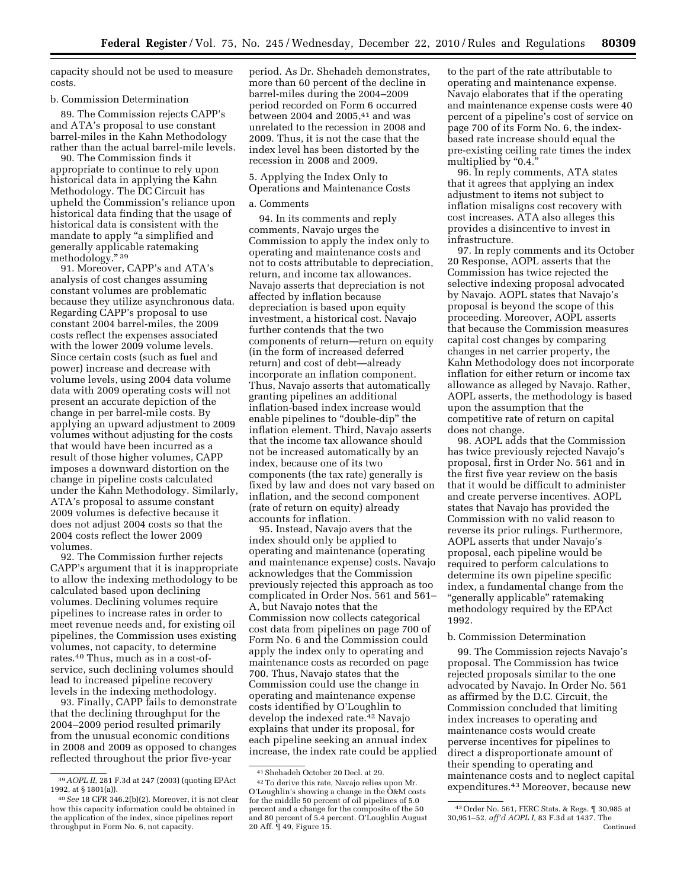capacity should not be used to measure costs.

b. Commission Determination

89. The Commission rejects CAPP's and ATA's proposal to use constant barrel-miles in the Kahn Methodology rather than the actual barrel-mile levels.

90. The Commission finds it appropriate to continue to rely upon historical data in applying the Kahn Methodology. The DC Circuit has upheld the Commission's reliance upon historical data finding that the usage of historical data is consistent with the mandate to apply "a simplified and generally applicable ratemaking methodology." [39]

91. Moreover, CAPP's and ATA's analysis of cost changes assuming constant volumes are problematic because they utilize asynchronous data. Regarding CAPP's proposal to use constant 2004 barrel-miles, the 2009 costs reflect the expenses associated with the lower 2009 volume levels. Since certain costs (such as fuel and power) increase and decrease with volume levels, using 2004 data volume data with 2009 operating costs will not present an accurate depiction of the change in per barrel-mile costs. By applying an upward adjustment to 2009 volumes without adjusting for the costs that would have been incurred as a result of those higher volumes, CAPP imposes a downward distortion on the change in pipeline costs calculated under the Kahn Methodology. Similarly, ATA's proposal to assume constant 2009 volumes is defective because it does not adjust 2004 costs so that the 2004 costs reflect the lower 2009 volumes.

92. The Commission further rejects CAPP's argument that it is inappropriate to allow the indexing methodology to be calculated based upon declining volumes. Declining volumes require pipelines to increase rates in order to meet revenue needs and, for existing oil pipelines, the Commission uses existing volumes, not capacity, to determine rates.[40] Thus, much as in a cost-of-service, such declining volumes should lead to increased pipeline recovery levels in the indexing methodology.

93. Finally, CAPP fails to demonstrate that the declining throughput for the 2004–2009 period resulted primarily from the unusual economic conditions in 2008 and 2009 as opposed to changes reflected throughout the prior five-year period. As Dr. Shehadeh demonstrates, more than 60 percent of the decline in barrel-miles during the 2004–2009 period recorded on Form 6 occurred between 2004 and 2005,[41] and was unrelated to the recession in 2008 and 2009. Thus, it is not the case that the index level has been distorted by the recession in 2008 and 2009.

5. Applying the Index Only to Operations and Maintenance Costs

a. Comments

94. In its comments and reply comments, Navajo urges the Commission to apply the index only to operating and maintenance costs and not to costs attributable to depreciation, return, and income tax allowances. Navajo asserts that depreciation is not affected by inflation because depreciation is based upon equity investment, a historical cost. Navajo further contends that the two components of return—return on equity (in the form of increased deferred return) and cost of debt—already incorporate an inflation component. Thus, Navajo asserts that automatically granting pipelines an additional inflation-based index increase would enable pipelines to "double-dip" the inflation element. Third, Navajo asserts that the income tax allowance should not be increased automatically by an index, because one of its two components (the tax rate) generally is fixed by law and does not vary based on inflation, and the second component (rate of return on equity) already accounts for inflation.

95. Instead, Navajo avers that the index should only be applied to operating and maintenance (operating and maintenance expense) costs. Navajo acknowledges that the Commission previously rejected this approach as too complicated in Order Nos. 561 and 561–A, but Navajo notes that the Commission now collects categorical cost data from pipelines on page 700 of Form No. 6 and the Commission could apply the index only to operating and maintenance costs as recorded on page 700. Thus, Navajo states that the Commission could use the change in operating and maintenance expense costs identified by O'Loughlin to develop the indexed rate.[42] Navajo explains that under its proposal, for each pipeline seeking an annual index increase, the index rate could be applied to the part of the rate attributable to operating and maintenance expense. Navajo elaborates that if the operating and maintenance expense costs were 40 percent of a pipeline's cost of service on page 700 of its Form No. 6, the index-based rate increase should equal the pre-existing ceiling rate times the index multiplied by "0.4."

96. In reply comments, ATA states that it agrees that applying an index adjustment to items not subject to inflation misaligns cost recovery with cost increases. ATA also alleges this provides a disincentive to invest in infrastructure.

97. In reply comments and its October 20 Response, AOPL asserts that the Commission has twice rejected the selective indexing proposal advocated by Navajo. AOPL states that Navajo's proposal is beyond the scope of this proceeding. Moreover, AOPL asserts that because the Commission measures capital cost changes by comparing changes in net carrier property, the Kahn Methodology does not incorporate inflation for either return or income tax allowance as alleged by Navajo. Rather, AOPL asserts, the methodology is based upon the assumption that the competitive rate of return on capital does not change.

98. AOPL adds that the Commission has twice previously rejected Navajo's proposal, first in Order No. 561 and in the first five year review on the basis that it would be difficult to administer and create perverse incentives. AOPL states that Navajo has provided the Commission with no valid reason to reverse its prior rulings. Furthermore, AOPL asserts that under Navajo's proposal, each pipeline would be required to perform calculations to determine its own pipeline specific index, a fundamental change from the "generally applicable" ratemaking methodology required by the EPAct 1992.

b. Commission Determination

99. The Commission rejects Navajo's proposal. The Commission has twice rejected proposals similar to the one advocated by Navajo. In Order No. 561 as affirmed by the D.C. Circuit, the Commission concluded that limiting index increases to operating and maintenance costs would create perverse incentives for pipelines to direct a disproportionate amount of their spending to operating and maintenance costs and to neglect capital expenditures.[43] Moreover, because new

---

[39] *AOPL II,* 281 F.3d at 247 (2003) (quoting EPAct 1992, at § 1801(a)).

[40] *See* 18 CFR 346.2(b)(2). Moreover, it is not clear how this capacity information could be obtained in the application of the index, since pipelines report throughput in Form No. 6, not capacity.

[41] Shehadeh October 20 Decl. at 29.

[42] To derive this rate, Navajo relies upon Mr. O'Loughlin's showing a change in the O&M costs for the middle 50 percent of oil pipelines of 5.0 percent and a change for the composite of the 50 and 80 percent of 5.4 percent. O'Loughlin August 20 Aff. ¶ 49, Figure 15.

[43] Order No. 561, FERC Stats. & Regs. ¶ 30,985 at 30,951–52, *aff'd AOPL I,* 83 F.3d at 1437. The

Continued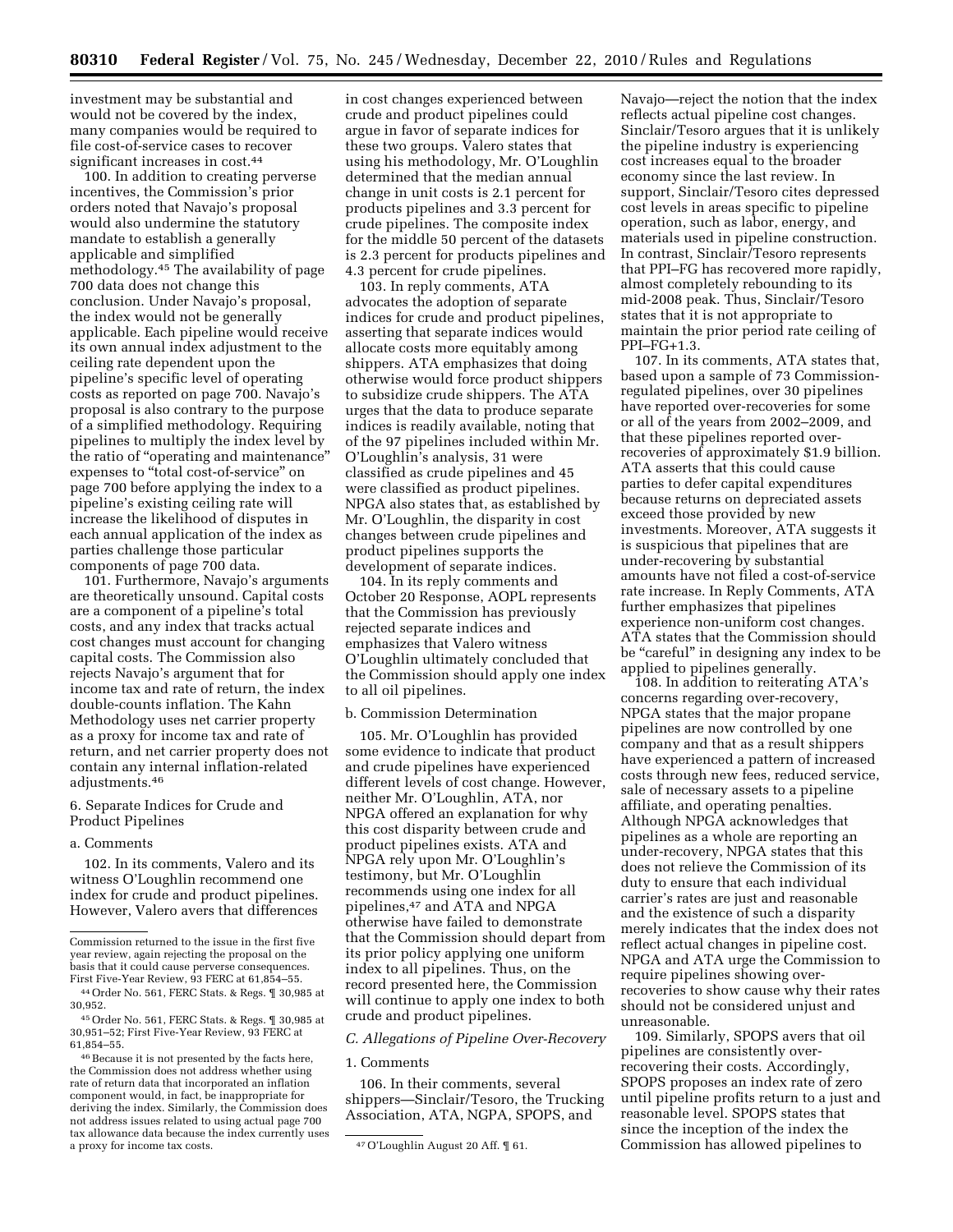investment may be substantial and would not be covered by the index, many companies would be required to file cost-of-service cases to recover significant increases in cost.[44]

100. In addition to creating perverse incentives, the Commission's prior orders noted that Navajo's proposal would also undermine the statutory mandate to establish a generally applicable and simplified methodology.[45] The availability of page 700 data does not change this conclusion. Under Navajo's proposal, the index would not be generally applicable. Each pipeline would receive its own annual index adjustment to the ceiling rate dependent upon the pipeline's specific level of operating costs as reported on page 700. Navajo's proposal is also contrary to the purpose of a simplified methodology. Requiring pipelines to multiply the index level by the ratio of "operating and maintenance" expenses to "total cost-of-service" on page 700 before applying the index to a pipeline's existing ceiling rate will increase the likelihood of disputes in each annual application of the index as parties challenge those particular components of page 700 data.

101. Furthermore, Navajo's arguments are theoretically unsound. Capital costs are a component of a pipeline's total costs, and any index that tracks actual cost changes must account for changing capital costs. The Commission also rejects Navajo's argument that for income tax and rate of return, the index double-counts inflation. The Kahn Methodology uses net carrier property as a proxy for income tax and rate of return, and net carrier property does not contain any internal inflation-related adjustments.[46]

6. Separate Indices for Crude and Product Pipelines

a. Comments

102. In its comments, Valero and its witness O'Loughlin recommend one index for crude and product pipelines. However, Valero avers that differences in cost changes experienced between crude and product pipelines could argue in favor of separate indices for these two groups. Valero states that using his methodology, Mr. O'Loughlin determined that the median annual change in unit costs is 2.1 percent for products pipelines and 3.3 percent for crude pipelines. The composite index for the middle 50 percent of the datasets is 2.3 percent for products pipelines and 4.3 percent for crude pipelines.

103. In reply comments, ATA advocates the adoption of separate indices for crude and product pipelines, asserting that separate indices would allocate costs more equitably among shippers. ATA emphasizes that doing otherwise would force product shippers to subsidize crude shippers. The ATA urges that the data to produce separate indices is readily available, noting that of the 97 pipelines included within Mr. O'Loughlin's analysis, 31 were classified as crude pipelines and 45 were classified as product pipelines. NPGA also states that, as established by Mr. O'Loughlin, the disparity in cost changes between crude pipelines and product pipelines supports the development of separate indices.

104. In its reply comments and October 20 Response, AOPL represents that the Commission has previously rejected separate indices and emphasizes that Valero witness O'Loughlin ultimately concluded that the Commission should apply one index to all oil pipelines.

b. Commission Determination

105. Mr. O'Loughlin has provided some evidence to indicate that product and crude pipelines have experienced different levels of cost change. However, neither Mr. O'Loughlin, ATA, nor NPGA offered an explanation for why this cost disparity between crude and product pipelines exists. ATA and NPGA rely upon Mr. O'Loughlin's testimony, but Mr. O'Loughlin recommends using one index for all pipelines,[47] and ATA and NPGA otherwise have failed to demonstrate that the Commission should depart from its prior policy applying one uniform index to all pipelines. Thus, on the record presented here, the Commission will continue to apply one index to both crude and product pipelines.

### C. Allegations of Pipeline Over-Recovery

1. Comments

106. In their comments, several shippers—Sinclair/Tesoro, the Trucking Association, ATA, NGPA, SPOPS, and Navajo—reject the notion that the index reflects actual pipeline cost changes. Sinclair/Tesoro argues that it is unlikely the pipeline industry is experiencing cost increases equal to the broader economy since the last review. In support, Sinclair/Tesoro cites depressed cost levels in areas specific to pipeline operation, such as labor, energy, and materials used in pipeline construction. In contrast, Sinclair/Tesoro represents that PPI–FG has recovered more rapidly, almost completely rebounding to its mid-2008 peak. Thus, Sinclair/Tesoro states that it is not appropriate to maintain the prior period rate ceiling of PPI–FG+1.3.

107. In its comments, ATA states that, based upon a sample of 73 Commission-regulated pipelines, over 30 pipelines have reported over-recoveries for some or all of the years from 2002–2009, and that these pipelines reported over-recoveries of approximately $1.9 billion. ATA asserts that this could cause parties to defer capital expenditures because returns on depreciated assets exceed those provided by new investments. Moreover, ATA suggests it is suspicious that pipelines that are under-recovering by substantial amounts have not filed a cost-of-service rate increase. In Reply Comments, ATA further emphasizes that pipelines experience non-uniform cost changes. ATA states that the Commission should be "careful" in designing any index to be applied to pipelines generally.

108. In addition to reiterating ATA's concerns regarding over-recovery, NPGA states that the major propane pipelines are now controlled by one company and that as a result shippers have experienced a pattern of increased costs through new fees, reduced service, sale of necessary assets to a pipeline affiliate, and operating penalties. Although NPGA acknowledges that pipelines as a whole are reporting an under-recovery, NPGA states that this does not relieve the Commission of its duty to ensure that each individual carrier's rates are just and reasonable and the existence of such a disparity merely indicates that the index does not reflect actual changes in pipeline cost. NPGA and ATA urge the Commission to require pipelines showing over-recoveries to show cause why their rates should not be considered unjust and unreasonable.

109. Similarly, SPOPS avers that oil pipelines are consistently over-recovering their costs. Accordingly, SPOPS proposes an index rate of zero until pipeline profits return to a just and reasonable level. SPOPS states that since the inception of the index the Commission has allowed pipelines to

---

Commission returned to the issue in the first five year review, again rejecting the proposal on the basis that it could cause perverse consequences. First Five-Year Review, 93 FERC at 61,854–55.

[44] Order No. 561, FERC Stats. & Regs. ¶ 30,985 at 30,952.

[45] Order No. 561, FERC Stats. & Regs. ¶ 30,985 at 30,951–52; First Five-Year Review, 93 FERC at 61,854–55.

[46] Because it is not presented by the facts here, the Commission does not address whether using rate of return data that incorporated an inflation component would, in fact, be inappropriate for deriving the index. Similarly, the Commission does not address issues related to using actual page 700 tax allowance data because the index currently uses a proxy for income tax costs.

[47] O'Loughlin August 20 Aff. ¶ 61.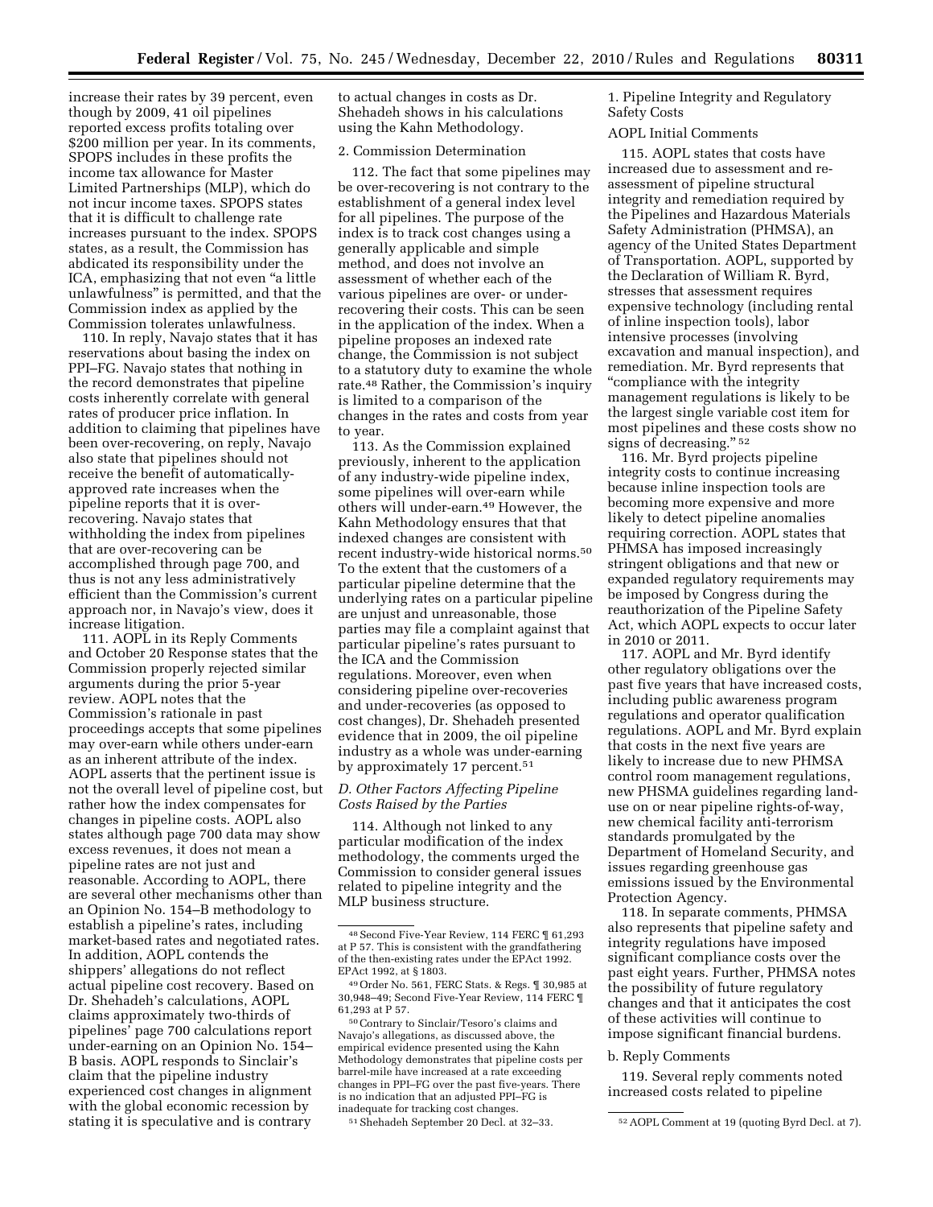increase their rates by 39 percent, even though by 2009, 41 oil pipelines reported excess profits totaling over $200 million per year. In its comments, SPOPS includes in these profits the income tax allowance for Master Limited Partnerships (MLP), which do not incur income taxes. SPOPS states that it is difficult to challenge rate increases pursuant to the index. SPOPS states, as a result, the Commission has abdicated its responsibility under the ICA, emphasizing that not even "a little unlawfulness" is permitted, and that the Commission index as applied by the Commission tolerates unlawfulness.

110. In reply, Navajo states that it has reservations about basing the index on PPI–FG. Navajo states that nothing in the record demonstrates that pipeline costs inherently correlate with general rates of producer price inflation. In addition to claiming that pipelines have been over-recovering, on reply, Navajo also state that pipelines should not receive the benefit of automatically-approved rate increases when the pipeline reports that it is over-recovering. Navajo states that withholding the index from pipelines that are over-recovering can be accomplished through page 700, and thus is not any less administratively efficient than the Commission's current approach nor, in Navajo's view, does it increase litigation.

111. AOPL in its Reply Comments and October 20 Response states that the Commission properly rejected similar arguments during the prior 5-year review. AOPL notes that the Commission's rationale in past proceedings accepts that some pipelines may over-earn while others under-earn as an inherent attribute of the index. AOPL asserts that the pertinent issue is not the overall level of pipeline cost, but rather how the index compensates for changes in pipeline costs. AOPL also states although page 700 data may show excess revenues, it does not mean a pipeline rates are not just and reasonable. According to AOPL, there are several other mechanisms other than an Opinion No. 154–B methodology to establish a pipeline's rates, including market-based rates and negotiated rates. In addition, AOPL contends the shippers' allegations do not reflect actual pipeline cost recovery. Based on Dr. Shehadeh's calculations, AOPL claims approximately two-thirds of pipelines' page 700 calculations report under-earning on an Opinion No. 154–B basis. AOPL responds to Sinclair's claim that the pipeline industry experienced cost changes in alignment with the global economic recession by stating it is speculative and is contrary to actual changes in costs as Dr. Shehadeh shows in his calculations using the Kahn Methodology.

2. Commission Determination

112. The fact that some pipelines may be over-recovering is not contrary to the establishment of a general index level for all pipelines. The purpose of the index is to track cost changes using a generally applicable and simple method, and does not involve an assessment of whether each of the various pipelines are over- or under-recovering their costs. This can be seen in the application of the index. When a pipeline proposes an indexed rate change, the Commission is not subject to a statutory duty to examine the whole rate.[48] Rather, the Commission's inquiry is limited to a comparison of the changes in the rates and costs from year to year.

113. As the Commission explained previously, inherent to the application of any industry-wide pipeline index, some pipelines will over-earn while others will under-earn.[49] However, the Kahn Methodology ensures that that indexed changes are consistent with recent industry-wide historical norms.[50] To the extent that the customers of a particular pipeline determine that the underlying rates on a particular pipeline are unjust and unreasonable, those parties may file a complaint against that particular pipeline's rates pursuant to the ICA and the Commission regulations. Moreover, even when considering pipeline over-recoveries and under-recoveries (as opposed to cost changes), Dr. Shehadeh presented evidence that in 2009, the oil pipeline industry as a whole was under-earning by approximately 17 percent.[51]

*D. Other Factors Affecting Pipeline Costs Raised by the Parties*

114. Although not linked to any particular modification of the index methodology, the comments urged the Commission to consider general issues related to pipeline integrity and the MLP business structure.

1. Pipeline Integrity and Regulatory Safety Costs

AOPL Initial Comments

115. AOPL states that costs have increased due to assessment and re-assessment of pipeline structural integrity and remediation required by the Pipelines and Hazardous Materials Safety Administration (PHMSA), an agency of the United States Department of Transportation. AOPL, supported by the Declaration of William R. Byrd, stresses that assessment requires expensive technology (including rental of inline inspection tools), labor intensive processes (involving excavation and manual inspection), and remediation. Mr. Byrd represents that "compliance with the integrity management regulations is likely to be the largest single variable cost item for most pipelines and these costs show no signs of decreasing."[52]

116. Mr. Byrd projects pipeline integrity costs to continue increasing because inline inspection tools are becoming more expensive and more likely to detect pipeline anomalies requiring correction. AOPL states that PHMSA has imposed increasingly stringent obligations and that new or expanded regulatory requirements may be imposed by Congress during the reauthorization of the Pipeline Safety Act, which AOPL expects to occur later in 2010 or 2011.

117. AOPL and Mr. Byrd identify other regulatory obligations over the past five years that have increased costs, including public awareness program regulations and operator qualification regulations. AOPL and Mr. Byrd explain that costs in the next five years are likely to increase due to new PHMSA control room management regulations, new PHSMA guidelines regarding land-use on or near pipeline rights-of-way, new chemical facility anti-terrorism standards promulgated by the Department of Homeland Security, and issues regarding greenhouse gas emissions issued by the Environmental Protection Agency.

118. In separate comments, PHMSA also represents that pipeline safety and integrity regulations have imposed significant compliance costs over the past eight years. Further, PHMSA notes the possibility of future regulatory changes and that it anticipates the cost of these activities will continue to impose significant financial burdens.

b. Reply Comments

119. Several reply comments noted increased costs related to pipeline

---

[48] Second Five-Year Review, 114 FERC ¶ 61,293 at P 57. This is consistent with the grandfathering of the then-existing rates under the EPAct 1992. EPAct 1992, at § 1803.

[49] Order No. 561, FERC Stats. & Regs. ¶ 30,985 at 30,948–49; Second Five-Year Review, 114 FERC ¶ 61,293 at P 57.

[50] Contrary to Sinclair/Tesoro's claims and Navajo's allegations, as discussed above, the empirical evidence presented using the Kahn Methodology demonstrates that pipeline costs per barrel-mile have increased at a rate exceeding changes in PPI–FG over the past five-years. There is no indication that an adjusted PPI–FG is inadequate for tracking cost changes.

[51] Shehadeh September 20 Decl. at 32–33.

[52] AOPL Comment at 19 (quoting Byrd Decl. at 7).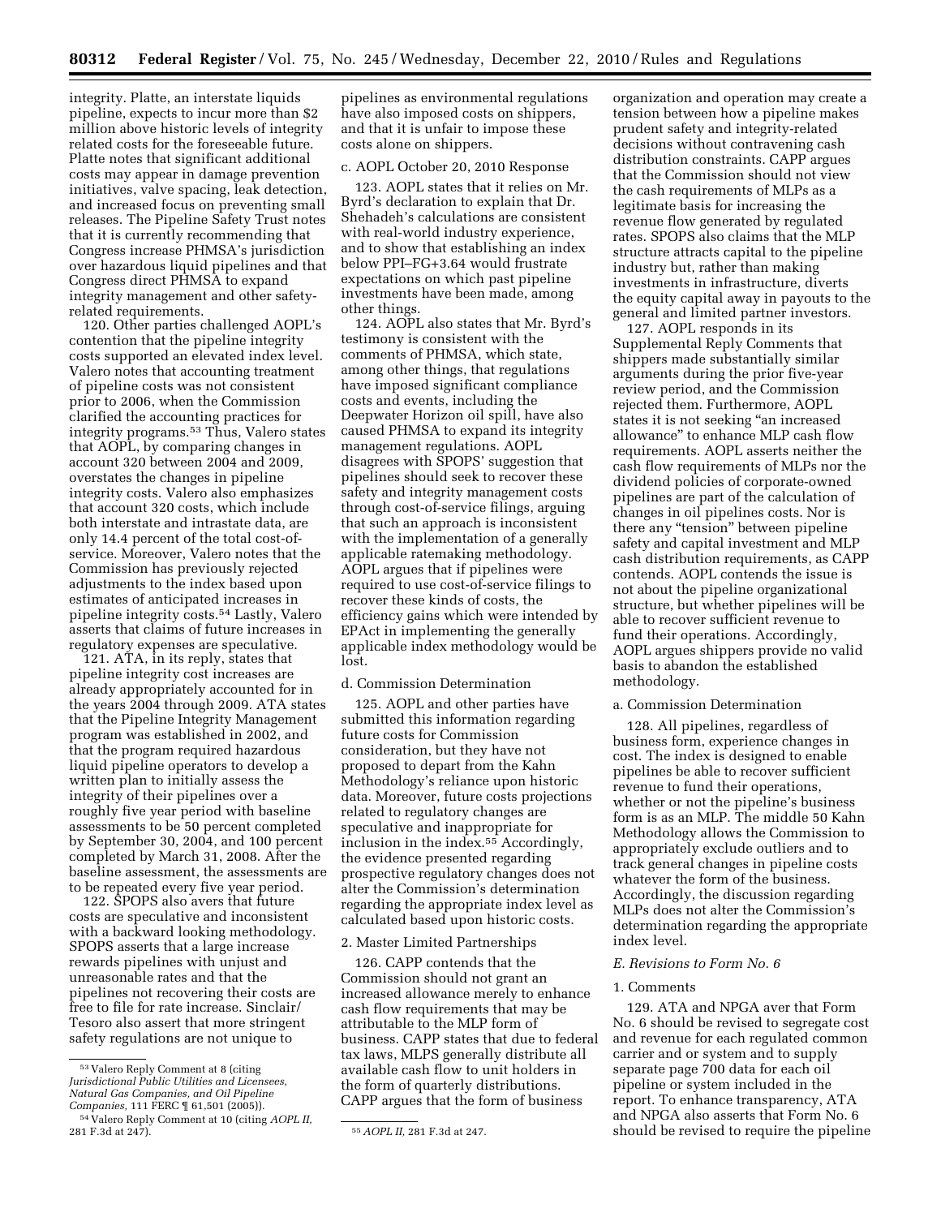integrity. Platte, an interstate liquids pipeline, expects to incur more than $2 million above historic levels of integrity related costs for the foreseeable future. Platte notes that significant additional costs may appear in damage prevention initiatives, valve spacing, leak detection, and increased focus on preventing small releases. The Pipeline Safety Trust notes that it is currently recommending that Congress increase PHMSA's jurisdiction over hazardous liquid pipelines and that Congress direct PHMSA to expand integrity management and other safety-related requirements.

120. Other parties challenged AOPL's contention that the pipeline integrity costs supported an elevated index level. Valero notes that accounting treatment of pipeline costs was not consistent prior to 2006, when the Commission clarified the accounting practices for integrity programs.[53] Thus, Valero states that AOPL, by comparing changes in account 320 between 2004 and 2009, overstates the changes in pipeline integrity costs. Valero also emphasizes that account 320 costs, which include both interstate and intrastate data, are only 14.4 percent of the total cost-of-service. Moreover, Valero notes that the Commission has previously rejected adjustments to the index based upon estimates of anticipated increases in pipeline integrity costs.[54] Lastly, Valero asserts that claims of future increases in regulatory expenses are speculative.

121. ATA, in its reply, states that pipeline integrity cost increases are already appropriately accounted for in the years 2004 through 2009. ATA states that the Pipeline Integrity Management program was established in 2002, and that the program required hazardous liquid pipeline operators to develop a written plan to initially assess the integrity of their pipelines over a roughly five year period with baseline assessments to be 50 percent completed by September 30, 2004, and 100 percent completed by March 31, 2008. After the baseline assessment, the assessments are to be repeated every five year period.

122. SPOPS also avers that future costs are speculative and inconsistent with a backward looking methodology. SPOPS asserts that a large increase rewards pipelines with unjust and unreasonable rates and that the pipelines not recovering their costs are free to file for rate increase. Sinclair/Tesoro also assert that more stringent safety regulations are not unique to pipelines as environmental regulations have also imposed costs on shippers, and that it is unfair to impose these costs alone on shippers.

c. AOPL October 20, 2010 Response

123. AOPL states that it relies on Mr. Byrd's declaration to explain that Dr. Shehadeh's calculations are consistent with real-world industry experience, and to show that establishing an index below PPI–FG+3.64 would frustrate expectations on which past pipeline investments have been made, among other things.

124. AOPL also states that Mr. Byrd's testimony is consistent with the comments of PHMSA, which state, among other things, that regulations have imposed significant compliance costs and events, including the Deepwater Horizon oil spill, have also caused PHMSA to expand its integrity management regulations. AOPL disagrees with SPOPS' suggestion that pipelines should seek to recover these safety and integrity management costs through cost-of-service filings, arguing that such an approach is inconsistent with the implementation of a generally applicable ratemaking methodology. AOPL argues that if pipelines were required to use cost-of-service filings to recover these kinds of costs, the efficiency gains which were intended by EPAct in implementing the generally applicable index methodology would be lost.

d. Commission Determination

125. AOPL and other parties have submitted this information regarding future costs for Commission consideration, but they have not proposed to depart from the Kahn Methodology's reliance upon historic data. Moreover, future costs projections related to regulatory changes are speculative and inappropriate for inclusion in the index.[55] Accordingly, the evidence presented regarding prospective regulatory changes does not alter the Commission's determination regarding the appropriate index level as calculated based upon historic costs.

2. Master Limited Partnerships

126. CAPP contends that the Commission should not grant an increased allowance merely to enhance cash flow requirements that may be attributable to the MLP form of business. CAPP states that due to federal tax laws, MLPS generally distribute all available cash flow to unit holders in the form of quarterly distributions. CAPP argues that the form of business organization and operation may create a tension between how a pipeline makes prudent safety and integrity-related decisions without contravening cash distribution constraints. CAPP argues that the Commission should not view the cash requirements of MLPs as a legitimate basis for increasing the revenue flow generated by regulated rates. SPOPS also claims that the MLP structure attracts capital to the pipeline industry but, rather than making investments in infrastructure, diverts the equity capital away in payouts to the general and limited partner investors.

127. AOPL responds in its Supplemental Reply Comments that shippers made substantially similar arguments during the prior five-year review period, and the Commission rejected them. Furthermore, AOPL states it is not seeking "an increased allowance" to enhance MLP cash flow requirements. AOPL asserts neither the cash flow requirements of MLPs nor the dividend policies of corporate-owned pipelines are part of the calculation of changes in oil pipelines costs. Nor is there any "tension" between pipeline safety and capital investment and MLP cash distribution requirements, as CAPP contends. AOPL contends the issue is not about the pipeline organizational structure, but whether pipelines will be able to recover sufficient revenue to fund their operations. Accordingly, AOPL argues shippers provide no valid basis to abandon the established methodology.

a. Commission Determination

128. All pipelines, regardless of business form, experience changes in cost. The index is designed to enable pipelines be able to recover sufficient revenue to fund their operations, whether or not the pipeline's business form is as an MLP. The middle 50 Kahn Methodology allows the Commission to appropriately exclude outliers and to track general changes in pipeline costs whatever the form of the business. Accordingly, the discussion regarding MLPs does not alter the Commission's determination regarding the appropriate index level.

### *E. Revisions to Form No. 6*

1. Comments

129. ATA and NPGA aver that Form No. 6 should be revised to segregate cost and revenue for each regulated common carrier and or system and to supply separate page 700 data for each oil pipeline or system included in the report. To enhance transparency, ATA and NPGA also asserts that Form No. 6 should be revised to require the pipeline

---

[53] Valero Reply Comment at 8 (citing *Jurisdictional Public Utilities and Licensees, Natural Gas Companies, and Oil Pipeline Companies,* 111 FERC ¶ 61,501 (2005)).

[54] Valero Reply Comment at 10 (citing *AOPL II,* 281 F.3d at 247).

[55] *AOPL II,* 281 F.3d at 247.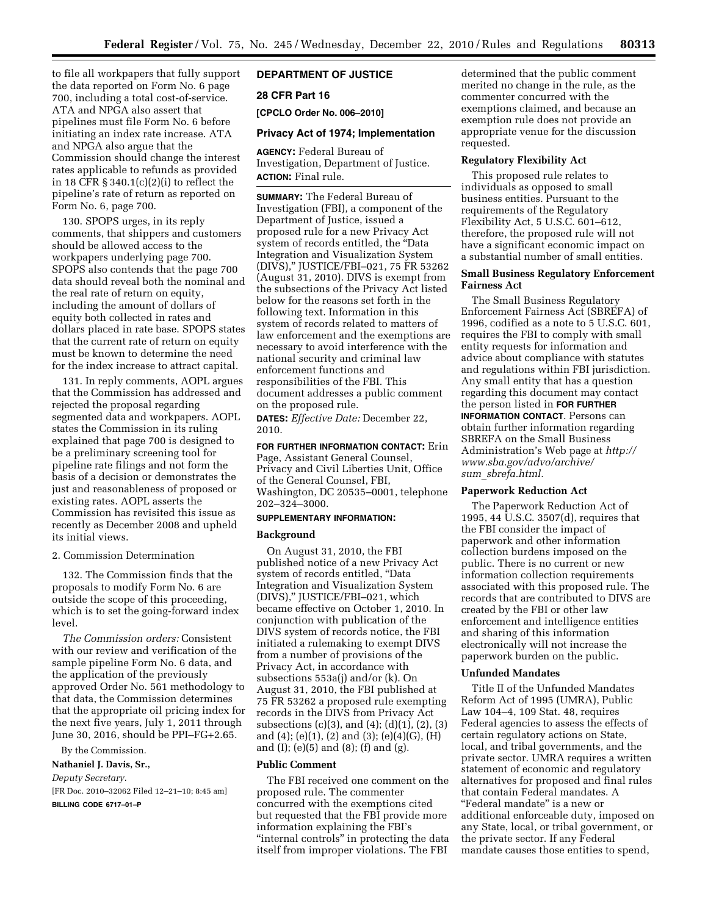to file all workpapers that fully support the data reported on Form No. 6 page 700, including a total cost-of-service. ATA and NPGA also assert that pipelines must file Form No. 6 before initiating an index rate increase. ATA and NPGA also argue that the Commission should change the interest rates applicable to refunds as provided in 18 CFR § 340.1(c)(2)(i) to reflect the pipeline's rate of return as reported on Form No. 6, page 700.

130. SPOPS urges, in its reply comments, that shippers and customers should be allowed access to the workpapers underlying page 700. SPOPS also contends that the page 700 data should reveal both the nominal and the real rate of return on equity, including the amount of dollars of equity both collected in rates and dollars placed in rate base. SPOPS states that the current rate of return on equity must be known to determine the need for the index increase to attract capital.

131. In reply comments, AOPL argues that the Commission has addressed and rejected the proposal regarding segmented data and workpapers. AOPL states the Commission in its ruling explained that page 700 is designed to be a preliminary screening tool for pipeline rate filings and not form the basis of a decision or demonstrates the just and reasonableness of proposed or existing rates. AOPL asserts the Commission has revisited this issue as recently as December 2008 and upheld its initial views.

2. Commission Determination

132. The Commission finds that the proposals to modify Form No. 6 are outside the scope of this proceeding, which is to set the going-forward index level.

*The Commission orders:* Consistent with our review and verification of the sample pipeline Form No. 6 data, and the application of the previously approved Order No. 561 methodology to that data, the Commission determines that the appropriate oil pricing index for the next five years, July 1, 2011 through June 30, 2016, should be PPI–FG+2.65.

By the Commission.

**Nathaniel J. Davis, Sr.,**

*Deputy Secretary.*

[FR Doc. 2010–32062 Filed 12–21–10; 8:45 am]

**BILLING CODE 6717–01–P**

## DEPARTMENT OF JUSTICE

### 28 CFR Part 16

**[CPCLO Order No. 006–2010]**

### Privacy Act of 1974; Implementation

**AGENCY:** Federal Bureau of Investigation, Department of Justice.

**ACTION:** Final rule.

**SUMMARY:** The Federal Bureau of Investigation (FBI), a component of the Department of Justice, issued a proposed rule for a new Privacy Act system of records entitled, the "Data Integration and Visualization System (DIVS)," JUSTICE/FBI–021, 75 FR 53262 (August 31, 2010). DIVS is exempt from the subsections of the Privacy Act listed below for the reasons set forth in the following text. Information in this system of records related to matters of law enforcement and the exemptions are necessary to avoid interference with the national security and criminal law enforcement functions and responsibilities of the FBI. This document addresses a public comment on the proposed rule.

**DATES:** *Effective Date:* December 22, 2010.

**FOR FURTHER INFORMATION CONTACT:** Erin Page, Assistant General Counsel, Privacy and Civil Liberties Unit, Office of the General Counsel, FBI, Washington, DC 20535–0001, telephone 202–324–3000.

**SUPPLEMENTARY INFORMATION:**

#### Background

On August 31, 2010, the FBI published notice of a new Privacy Act system of records entitled, "Data Integration and Visualization System (DIVS)," JUSTICE/FBI–021, which became effective on October 1, 2010. In conjunction with publication of the DIVS system of records notice, the FBI initiated a rulemaking to exempt DIVS from a number of provisions of the Privacy Act, in accordance with subsections 553a(j) and/or (k). On August 31, 2010, the FBI published at 75 FR 53262 a proposed rule exempting records in the DIVS from Privacy Act subsections (c)(3), and (4); (d)(1), (2), (3) and (4); (e)(1), (2) and (3); (e)(4)(G), (H) and (I); (e)(5) and (8); (f) and (g).

#### Public Comment

The FBI received one comment on the proposed rule. The commenter concurred with the exemptions cited but requested that the FBI provide more information explaining the FBI's "internal controls" in protecting the data itself from improper violations. The FBI determined that the public comment merited no change in the rule, as the commenter concurred with the exemptions claimed, and because an exemption rule does not provide an appropriate venue for the discussion requested.

#### Regulatory Flexibility Act

This proposed rule relates to individuals as opposed to small business entities. Pursuant to the requirements of the Regulatory Flexibility Act, 5 U.S.C. 601–612, therefore, the proposed rule will not have a significant economic impact on a substantial number of small entities.

#### Small Business Regulatory Enforcement Fairness Act

The Small Business Regulatory Enforcement Fairness Act (SBREFA) of 1996, codified as a note to 5 U.S.C. 601, requires the FBI to comply with small entity requests for information and advice about compliance with statutes and regulations within FBI jurisdiction. Any small entity that has a question regarding this document may contact the person listed in **FOR FURTHER INFORMATION CONTACT**. Persons can obtain further information regarding SBREFA on the Small Business Administration's Web page at *http://www.sba.gov/advo/archive/sum_sbrefa.html.*

#### Paperwork Reduction Act

The Paperwork Reduction Act of 1995, 44 U.S.C. 3507(d), requires that the FBI consider the impact of paperwork and other information collection burdens imposed on the public. There is no current or new information collection requirements associated with this proposed rule. The records that are contributed to DIVS are created by the FBI or other law enforcement and intelligence entities and sharing of this information electronically will not increase the paperwork burden on the public.

#### Unfunded Mandates

Title II of the Unfunded Mandates Reform Act of 1995 (UMRA), Public Law 104–4, 109 Stat. 48, requires Federal agencies to assess the effects of certain regulatory actions on State, local, and tribal governments, and the private sector. UMRA requires a written statement of economic and regulatory alternatives for proposed and final rules that contain Federal mandates. A "Federal mandate" is a new or additional enforceable duty, imposed on any State, local, or tribal government, or the private sector. If any Federal mandate causes those entities to spend,